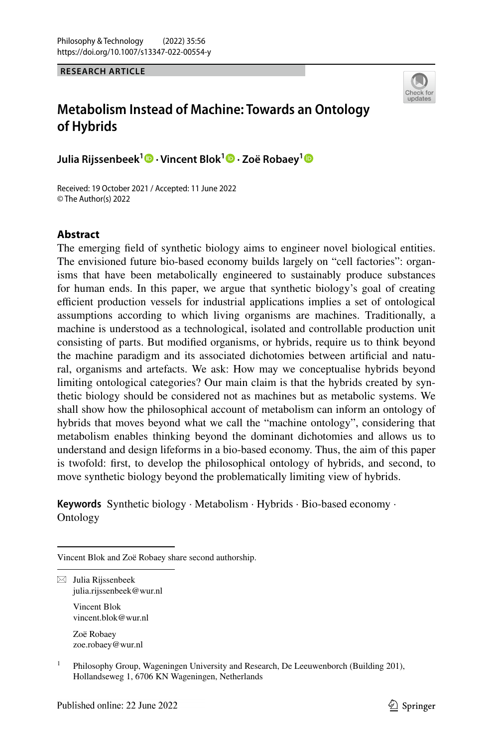RESEARCH ARTICLE

# Metabolism Instead of Machine: Towards an Ontology of Hybrids

**Julia Rijssenbeek[1] · Vincent Blok[1] · Zoë Robaey[1]**

Received: 19 October 2021 / Accepted: 11 June 2022
© The Author(s) 2022

## Abstract

The emerging field of synthetic biology aims to engineer novel biological entities. The envisioned future bio-based economy builds largely on "cell factories": organisms that have been metabolically engineered to sustainably produce substances for human ends. In this paper, we argue that synthetic biology's goal of creating efficient production vessels for industrial applications implies a set of ontological assumptions according to which living organisms are machines. Traditionally, a machine is understood as a technological, isolated and controllable production unit consisting of parts. But modified organisms, or hybrids, require us to think beyond the machine paradigm and its associated dichotomies between artificial and natural, organisms and artefacts. We ask: How may we conceptualise hybrids beyond limiting ontological categories? Our main claim is that the hybrids created by synthetic biology should be considered not as machines but as metabolic systems. We shall show how the philosophical account of metabolism can inform an ontology of hybrids that moves beyond what we call the "machine ontology", considering that metabolism enables thinking beyond the dominant dichotomies and allows us to understand and design lifeforms in a bio-based economy. Thus, the aim of this paper is twofold: first, to develop the philosophical ontology of hybrids, and second, to move synthetic biology beyond the problematically limiting view of hybrids.

**Keywords** Synthetic biology · Metabolism · Hybrids · Bio-based economy · Ontology

Vincent Blok and Zoë Robaey share second authorship.

Julia Rijssenbeek
julia.rijssenbeek@wur.nl

Vincent Blok
vincent.blok@wur.nl

Zoë Robaey
zoe.robaey@wur.nl

[1] Philosophy Group, Wageningen University and Research, De Leeuwenborch (Building 201), Hollandseweg 1, 6706 KN Wageningen, Netherlands

Published online: 22 June 2022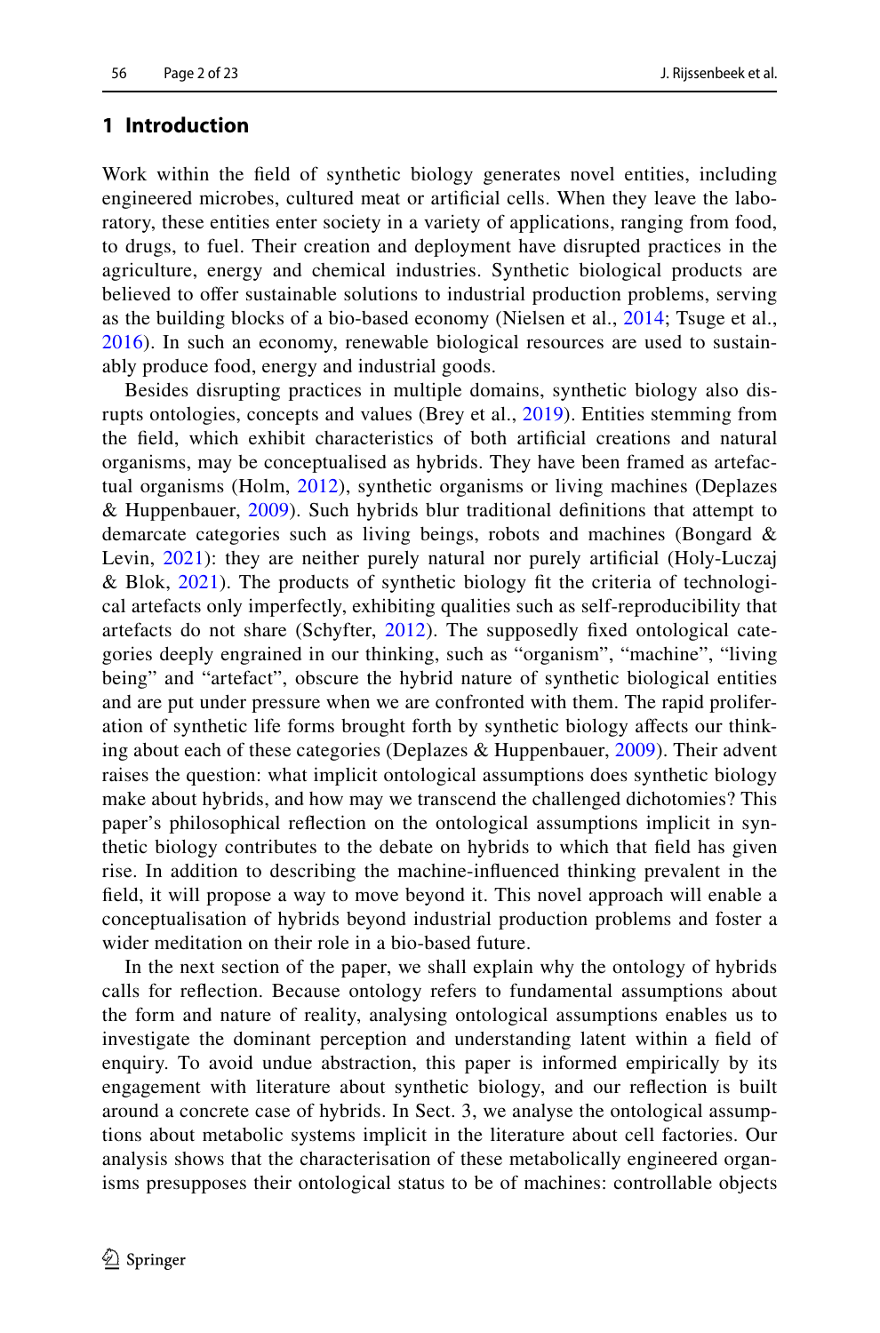## 1 Introduction

Work within the field of synthetic biology generates novel entities, including engineered microbes, cultured meat or artificial cells. When they leave the laboratory, these entities enter society in a variety of applications, ranging from food, to drugs, to fuel. Their creation and deployment have disrupted practices in the agriculture, energy and chemical industries. Synthetic biological products are believed to offer sustainable solutions to industrial production problems, serving as the building blocks of a bio-based economy (Nielsen et al., 2014; Tsuge et al., 2016). In such an economy, renewable biological resources are used to sustainably produce food, energy and industrial goods.

Besides disrupting practices in multiple domains, synthetic biology also disrupts ontologies, concepts and values (Brey et al., 2019). Entities stemming from the field, which exhibit characteristics of both artificial creations and natural organisms, may be conceptualised as hybrids. They have been framed as artefactual organisms (Holm, 2012), synthetic organisms or living machines (Deplazes & Huppenbauer, 2009). Such hybrids blur traditional definitions that attempt to demarcate categories such as living beings, robots and machines (Bongard & Levin, 2021): they are neither purely natural nor purely artificial (Holy-Luczaj & Blok, 2021). The products of synthetic biology fit the criteria of technological artefacts only imperfectly, exhibiting qualities such as self-reproducibility that artefacts do not share (Schyfter, 2012). The supposedly fixed ontological categories deeply engrained in our thinking, such as "organism", "machine", "living being" and "artefact", obscure the hybrid nature of synthetic biological entities and are put under pressure when we are confronted with them. The rapid proliferation of synthetic life forms brought forth by synthetic biology affects our thinking about each of these categories (Deplazes & Huppenbauer, 2009). Their advent raises the question: what implicit ontological assumptions does synthetic biology make about hybrids, and how may we transcend the challenged dichotomies? This paper's philosophical reflection on the ontological assumptions implicit in synthetic biology contributes to the debate on hybrids to which that field has given rise. In addition to describing the machine-influenced thinking prevalent in the field, it will propose a way to move beyond it. This novel approach will enable a conceptualisation of hybrids beyond industrial production problems and foster a wider meditation on their role in a bio-based future.

In the next section of the paper, we shall explain why the ontology of hybrids calls for reflection. Because ontology refers to fundamental assumptions about the form and nature of reality, analysing ontological assumptions enables us to investigate the dominant perception and understanding latent within a field of enquiry. To avoid undue abstraction, this paper is informed empirically by its engagement with literature about synthetic biology, and our reflection is built around a concrete case of hybrids. In Sect. 3, we analyse the ontological assumptions about metabolic systems implicit in the literature about cell factories. Our analysis shows that the characterisation of these metabolically engineered organisms presupposes their ontological status to be of machines: controllable objects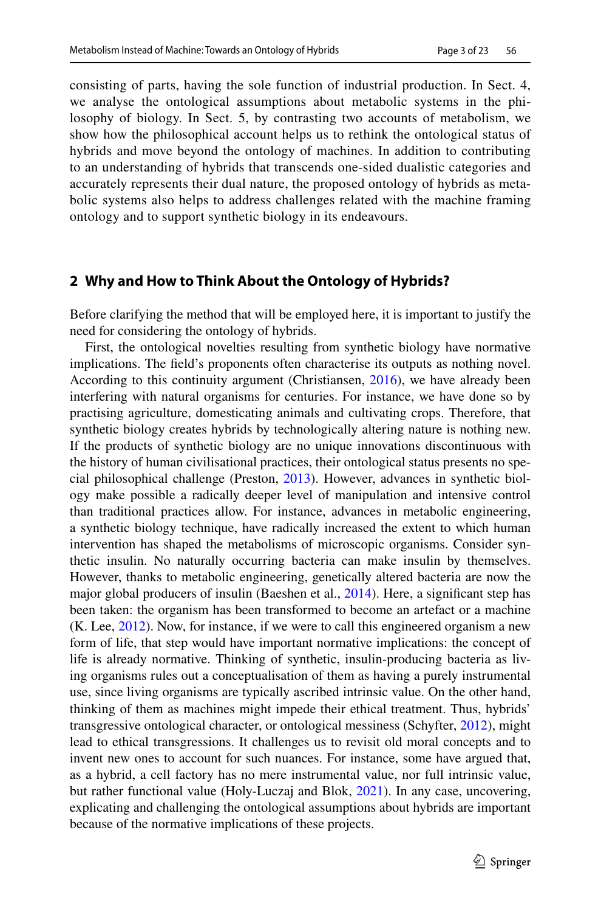consisting of parts, having the sole function of industrial production. In Sect. 4, we analyse the ontological assumptions about metabolic systems in the philosophy of biology. In Sect. 5, by contrasting two accounts of metabolism, we show how the philosophical account helps us to rethink the ontological status of hybrids and move beyond the ontology of machines. In addition to contributing to an understanding of hybrids that transcends one-sided dualistic categories and accurately represents their dual nature, the proposed ontology of hybrids as metabolic systems also helps to address challenges related with the machine framing ontology and to support synthetic biology in its endeavours.

## 2 Why and How to Think About the Ontology of Hybrids?

Before clarifying the method that will be employed here, it is important to justify the need for considering the ontology of hybrids.

First, the ontological novelties resulting from synthetic biology have normative implications. The field's proponents often characterise its outputs as nothing novel. According to this continuity argument (Christiansen, 2016), we have already been interfering with natural organisms for centuries. For instance, we have done so by practising agriculture, domesticating animals and cultivating crops. Therefore, that synthetic biology creates hybrids by technologically altering nature is nothing new. If the products of synthetic biology are no unique innovations discontinuous with the history of human civilisational practices, their ontological status presents no special philosophical challenge (Preston, 2013). However, advances in synthetic biology make possible a radically deeper level of manipulation and intensive control than traditional practices allow. For instance, advances in metabolic engineering, a synthetic biology technique, have radically increased the extent to which human intervention has shaped the metabolisms of microscopic organisms. Consider synthetic insulin. No naturally occurring bacteria can make insulin by themselves. However, thanks to metabolic engineering, genetically altered bacteria are now the major global producers of insulin (Baeshen et al., 2014). Here, a significant step has been taken: the organism has been transformed to become an artefact or a machine (K. Lee, 2012). Now, for instance, if we were to call this engineered organism a new form of life, that step would have important normative implications: the concept of life is already normative. Thinking of synthetic, insulin-producing bacteria as living organisms rules out a conceptualisation of them as having a purely instrumental use, since living organisms are typically ascribed intrinsic value. On the other hand, thinking of them as machines might impede their ethical treatment. Thus, hybrids' transgressive ontological character, or ontological messiness (Schyfter, 2012), might lead to ethical transgressions. It challenges us to revisit old moral concepts and to invent new ones to account for such nuances. For instance, some have argued that, as a hybrid, a cell factory has no mere instrumental value, nor full intrinsic value, but rather functional value (Holy-Luczaj and Blok, 2021). In any case, uncovering, explicating and challenging the ontological assumptions about hybrids are important because of the normative implications of these projects.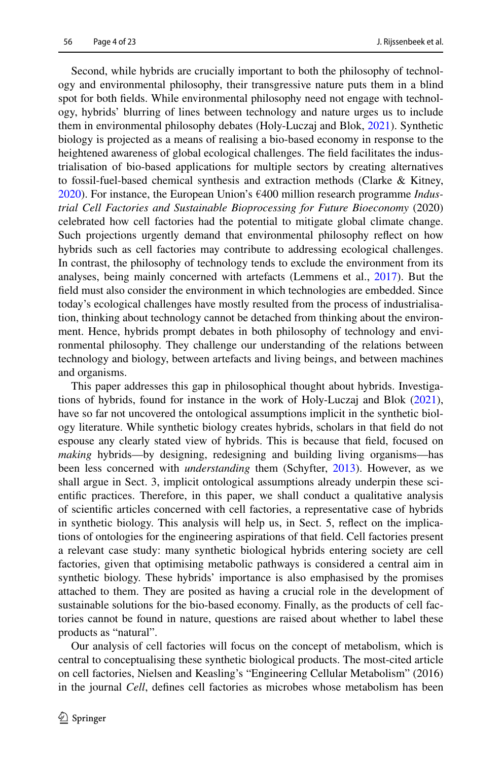Second, while hybrids are crucially important to both the philosophy of technology and environmental philosophy, their transgressive nature puts them in a blind spot for both fields. While environmental philosophy need not engage with technology, hybrids' blurring of lines between technology and nature urges us to include them in environmental philosophy debates (Holy-Luczaj and Blok, 2021). Synthetic biology is projected as a means of realising a bio-based economy in response to the heightened awareness of global ecological challenges. The field facilitates the industrialisation of bio-based applications for multiple sectors by creating alternatives to fossil-fuel-based chemical synthesis and extraction methods (Clarke & Kitney, 2020). For instance, the European Union's €400 million research programme *Industrial Cell Factories and Sustainable Bioprocessing for Future Bioeconomy* (2020) celebrated how cell factories had the potential to mitigate global climate change. Such projections urgently demand that environmental philosophy reflect on how hybrids such as cell factories may contribute to addressing ecological challenges. In contrast, the philosophy of technology tends to exclude the environment from its analyses, being mainly concerned with artefacts (Lemmens et al., 2017). But the field must also consider the environment in which technologies are embedded. Since today's ecological challenges have mostly resulted from the process of industrialisation, thinking about technology cannot be detached from thinking about the environment. Hence, hybrids prompt debates in both philosophy of technology and environmental philosophy. They challenge our understanding of the relations between technology and biology, between artefacts and living beings, and between machines and organisms.

This paper addresses this gap in philosophical thought about hybrids. Investigations of hybrids, found for instance in the work of Holy-Luczaj and Blok (2021), have so far not uncovered the ontological assumptions implicit in the synthetic biology literature. While synthetic biology creates hybrids, scholars in that field do not espouse any clearly stated view of hybrids. This is because that field, focused on *making* hybrids—by designing, redesigning and building living organisms—has been less concerned with *understanding* them (Schyfter, 2013). However, as we shall argue in Sect. 3, implicit ontological assumptions already underpin these scientific practices. Therefore, in this paper, we shall conduct a qualitative analysis of scientific articles concerned with cell factories, a representative case of hybrids in synthetic biology. This analysis will help us, in Sect. 5, reflect on the implications of ontologies for the engineering aspirations of that field. Cell factories present a relevant case study: many synthetic biological hybrids entering society are cell factories, given that optimising metabolic pathways is considered a central aim in synthetic biology. These hybrids' importance is also emphasised by the promises attached to them. They are posited as having a crucial role in the development of sustainable solutions for the bio-based economy. Finally, as the products of cell factories cannot be found in nature, questions are raised about whether to label these products as "natural".

Our analysis of cell factories will focus on the concept of metabolism, which is central to conceptualising these synthetic biological products. The most-cited article on cell factories, Nielsen and Keasling's "Engineering Cellular Metabolism" (2016) in the journal *Cell*, defines cell factories as microbes whose metabolism has been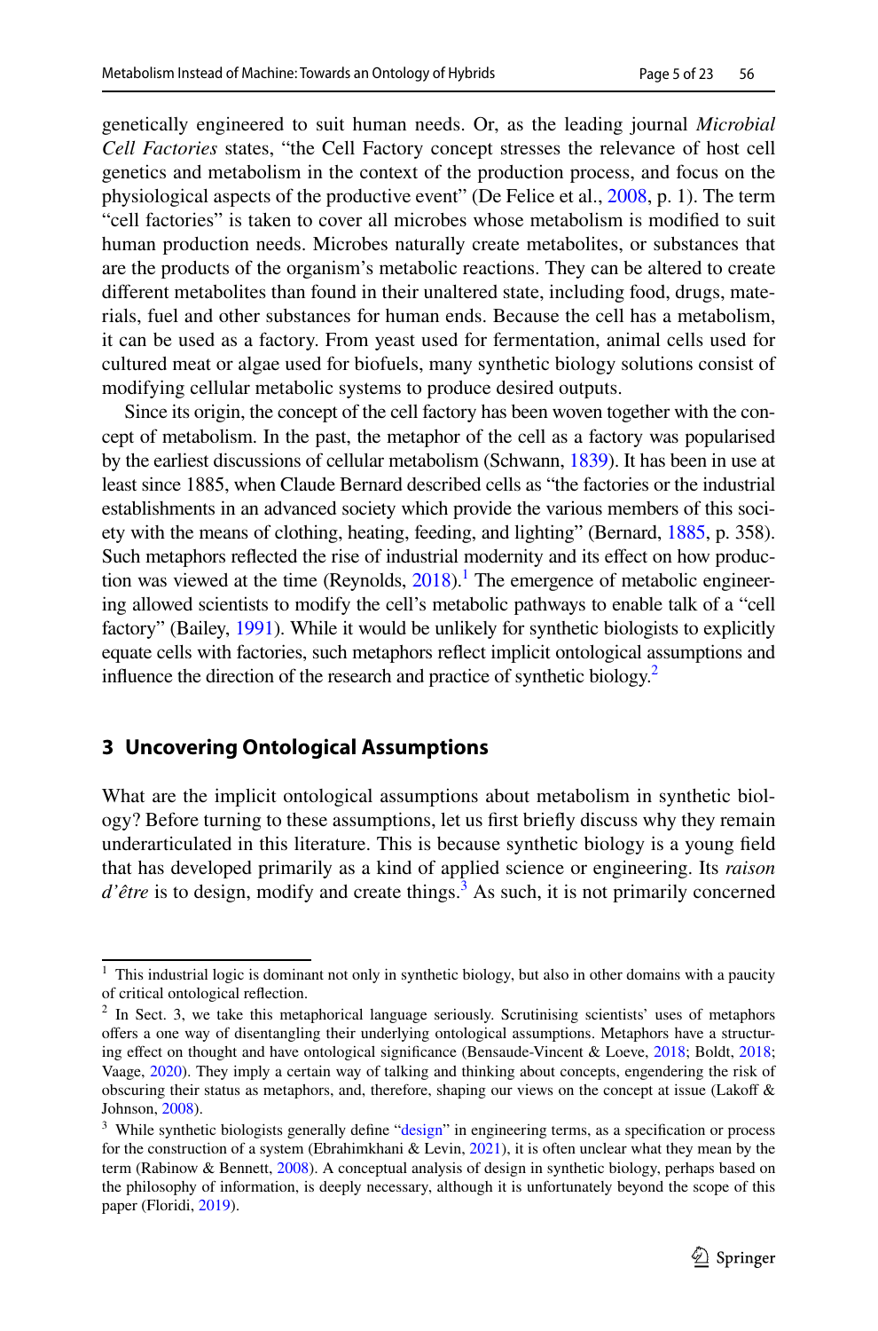genetically engineered to suit human needs. Or, as the leading journal *Microbial Cell Factories* states, "the Cell Factory concept stresses the relevance of host cell genetics and metabolism in the context of the production process, and focus on the physiological aspects of the productive event" (De Felice et al., 2008, p. 1). The term "cell factories" is taken to cover all microbes whose metabolism is modified to suit human production needs. Microbes naturally create metabolites, or substances that are the products of the organism's metabolic reactions. They can be altered to create different metabolites than found in their unaltered state, including food, drugs, materials, fuel and other substances for human ends. Because the cell has a metabolism, it can be used as a factory. From yeast used for fermentation, animal cells used for cultured meat or algae used for biofuels, many synthetic biology solutions consist of modifying cellular metabolic systems to produce desired outputs.

Since its origin, the concept of the cell factory has been woven together with the concept of metabolism. In the past, the metaphor of the cell as a factory was popularised by the earliest discussions of cellular metabolism (Schwann, 1839). It has been in use at least since 1885, when Claude Bernard described cells as "the factories or the industrial establishments in an advanced society which provide the various members of this society with the means of clothing, heating, feeding, and lighting" (Bernard, 1885, p. 358). Such metaphors reflected the rise of industrial modernity and its effect on how production was viewed at the time (Reynolds, 2018).[1] The emergence of metabolic engineering allowed scientists to modify the cell's metabolic pathways to enable talk of a "cell factory" (Bailey, 1991). While it would be unlikely for synthetic biologists to explicitly equate cells with factories, such metaphors reflect implicit ontological assumptions and influence the direction of the research and practice of synthetic biology.[2]

## 3 Uncovering Ontological Assumptions

What are the implicit ontological assumptions about metabolism in synthetic biology? Before turning to these assumptions, let us first briefly discuss why they remain underarticulated in this literature. This is because synthetic biology is a young field that has developed primarily as a kind of applied science or engineering. Its *raison d'être* is to design, modify and create things.[3] As such, it is not primarily concerned

---

[1] This industrial logic is dominant not only in synthetic biology, but also in other domains with a paucity of critical ontological reflection.

[2] In Sect. 3, we take this metaphorical language seriously. Scrutinising scientists' uses of metaphors offers a one way of disentangling their underlying ontological assumptions. Metaphors have a structuring effect on thought and have ontological significance (Bensaude-Vincent & Loeve, 2018; Boldt, 2018; Vaage, 2020). They imply a certain way of talking and thinking about concepts, engendering the risk of obscuring their status as metaphors, and, therefore, shaping our views on the concept at issue (Lakoff & Johnson, 2008).

[3] While synthetic biologists generally define "design" in engineering terms, as a specification or process for the construction of a system (Ebrahimkhani & Levin, 2021), it is often unclear what they mean by the term (Rabinow & Bennett, 2008). A conceptual analysis of design in synthetic biology, perhaps based on the philosophy of information, is deeply necessary, although it is unfortunately beyond the scope of this paper (Floridi, 2019).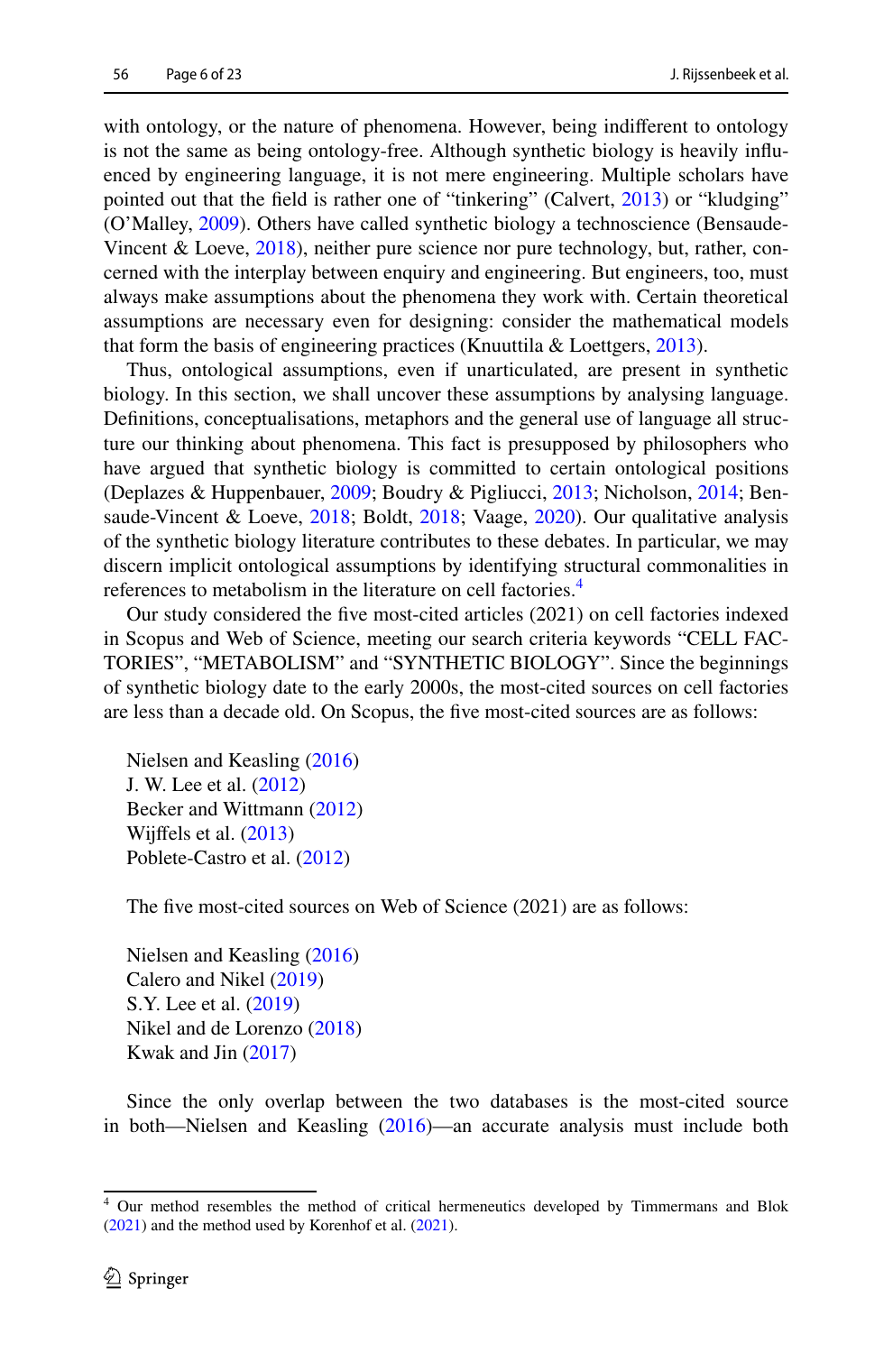with ontology, or the nature of phenomena. However, being indifferent to ontology is not the same as being ontology-free. Although synthetic biology is heavily influenced by engineering language, it is not mere engineering. Multiple scholars have pointed out that the field is rather one of "tinkering" (Calvert, 2013) or "kludging" (O'Malley, 2009). Others have called synthetic biology a technoscience (Bensaude-Vincent & Loeve, 2018), neither pure science nor pure technology, but, rather, concerned with the interplay between enquiry and engineering. But engineers, too, must always make assumptions about the phenomena they work with. Certain theoretical assumptions are necessary even for designing: consider the mathematical models that form the basis of engineering practices (Knuuttila & Loettgers, 2013).

Thus, ontological assumptions, even if unarticulated, are present in synthetic biology. In this section, we shall uncover these assumptions by analysing language. Definitions, conceptualisations, metaphors and the general use of language all structure our thinking about phenomena. This fact is presupposed by philosophers who have argued that synthetic biology is committed to certain ontological positions (Deplazes & Huppenbauer, 2009; Boudry & Pigliucci, 2013; Nicholson, 2014; Bensaude-Vincent & Loeve, 2018; Boldt, 2018; Vaage, 2020). Our qualitative analysis of the synthetic biology literature contributes to these debates. In particular, we may discern implicit ontological assumptions by identifying structural commonalities in references to metabolism in the literature on cell factories.[4]

Our study considered the five most-cited articles (2021) on cell factories indexed in Scopus and Web of Science, meeting our search criteria keywords "CELL FACTORIES", "METABOLISM" and "SYNTHETIC BIOLOGY". Since the beginnings of synthetic biology date to the early 2000s, the most-cited sources on cell factories are less than a decade old. On Scopus, the five most-cited sources are as follows:

Nielsen and Keasling (2016)
J. W. Lee et al. (2012)
Becker and Wittmann (2012)
Wijffels et al. (2013)
Poblete-Castro et al. (2012)

The five most-cited sources on Web of Science (2021) are as follows:

Nielsen and Keasling (2016)
Calero and Nikel (2019)
S.Y. Lee et al. (2019)
Nikel and de Lorenzo (2018)
Kwak and Jin (2017)

Since the only overlap between the two databases is the most-cited source in both—Nielsen and Keasling (2016)—an accurate analysis must include both

[4] Our method resembles the method of critical hermeneutics developed by Timmermans and Blok (2021) and the method used by Korenhof et al. (2021).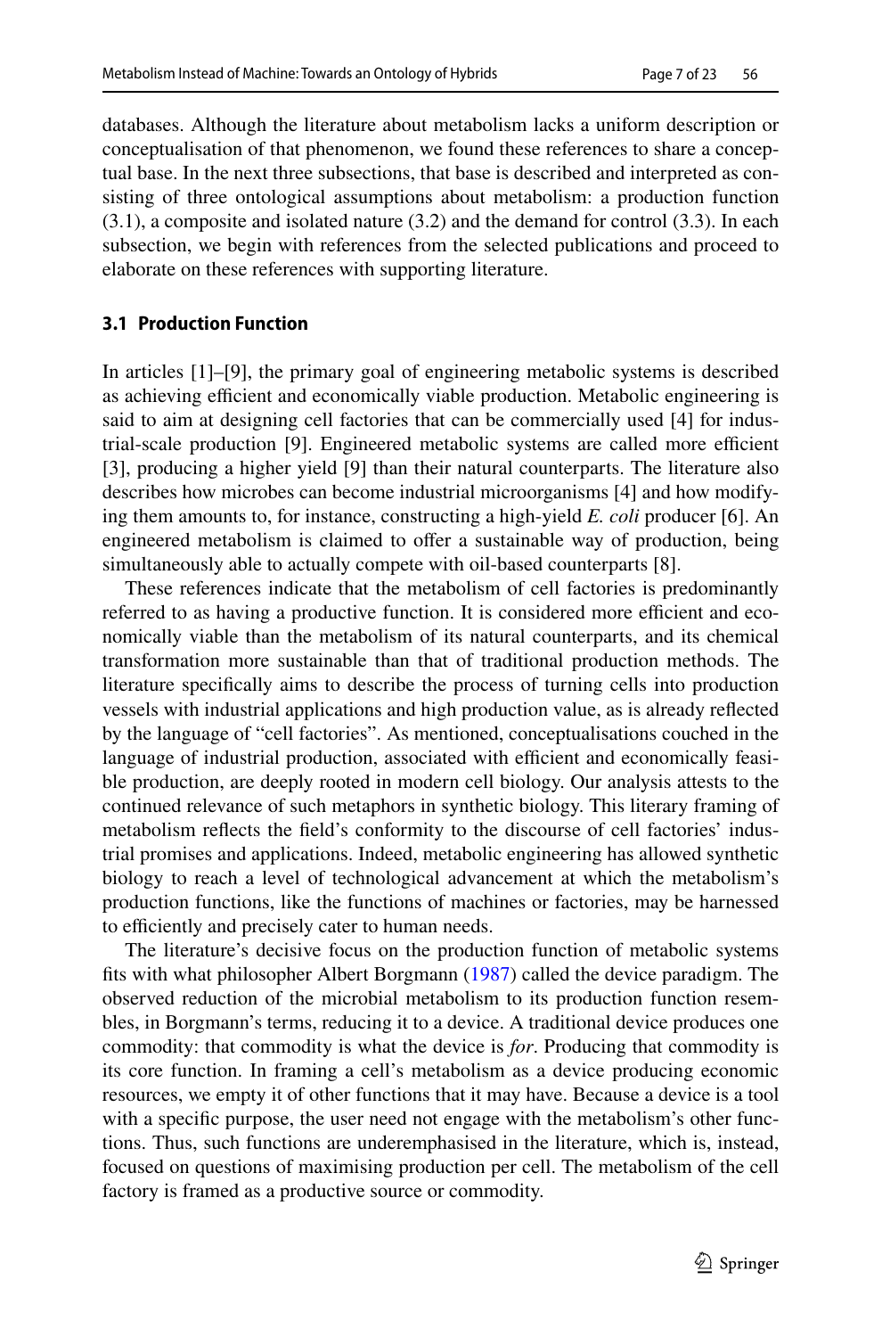databases. Although the literature about metabolism lacks a uniform description or conceptualisation of that phenomenon, we found these references to share a conceptual base. In the next three subsections, that base is described and interpreted as consisting of three ontological assumptions about metabolism: a production function (3.1), a composite and isolated nature (3.2) and the demand for control (3.3). In each subsection, we begin with references from the selected publications and proceed to elaborate on these references with supporting literature.

### 3.1 Production Function

In articles [1]–[9], the primary goal of engineering metabolic systems is described as achieving efficient and economically viable production. Metabolic engineering is said to aim at designing cell factories that can be commercially used [4] for industrial-scale production [9]. Engineered metabolic systems are called more efficient [3], producing a higher yield [9] than their natural counterparts. The literature also describes how microbes can become industrial microorganisms [4] and how modifying them amounts to, for instance, constructing a high-yield *E. coli* producer [6]. An engineered metabolism is claimed to offer a sustainable way of production, being simultaneously able to actually compete with oil-based counterparts [8].

These references indicate that the metabolism of cell factories is predominantly referred to as having a productive function. It is considered more efficient and economically viable than the metabolism of its natural counterparts, and its chemical transformation more sustainable than that of traditional production methods. The literature specifically aims to describe the process of turning cells into production vessels with industrial applications and high production value, as is already reflected by the language of "cell factories". As mentioned, conceptualisations couched in the language of industrial production, associated with efficient and economically feasible production, are deeply rooted in modern cell biology. Our analysis attests to the continued relevance of such metaphors in synthetic biology. This literary framing of metabolism reflects the field's conformity to the discourse of cell factories' industrial promises and applications. Indeed, metabolic engineering has allowed synthetic biology to reach a level of technological advancement at which the metabolism's production functions, like the functions of machines or factories, may be harnessed to efficiently and precisely cater to human needs.

The literature's decisive focus on the production function of metabolic systems fits with what philosopher Albert Borgmann (1987) called the device paradigm. The observed reduction of the microbial metabolism to its production function resembles, in Borgmann's terms, reducing it to a device. A traditional device produces one commodity: that commodity is what the device is *for*. Producing that commodity is its core function. In framing a cell's metabolism as a device producing economic resources, we empty it of other functions that it may have. Because a device is a tool with a specific purpose, the user need not engage with the metabolism's other functions. Thus, such functions are underemphasised in the literature, which is, instead, focused on questions of maximising production per cell. The metabolism of the cell factory is framed as a productive source or commodity.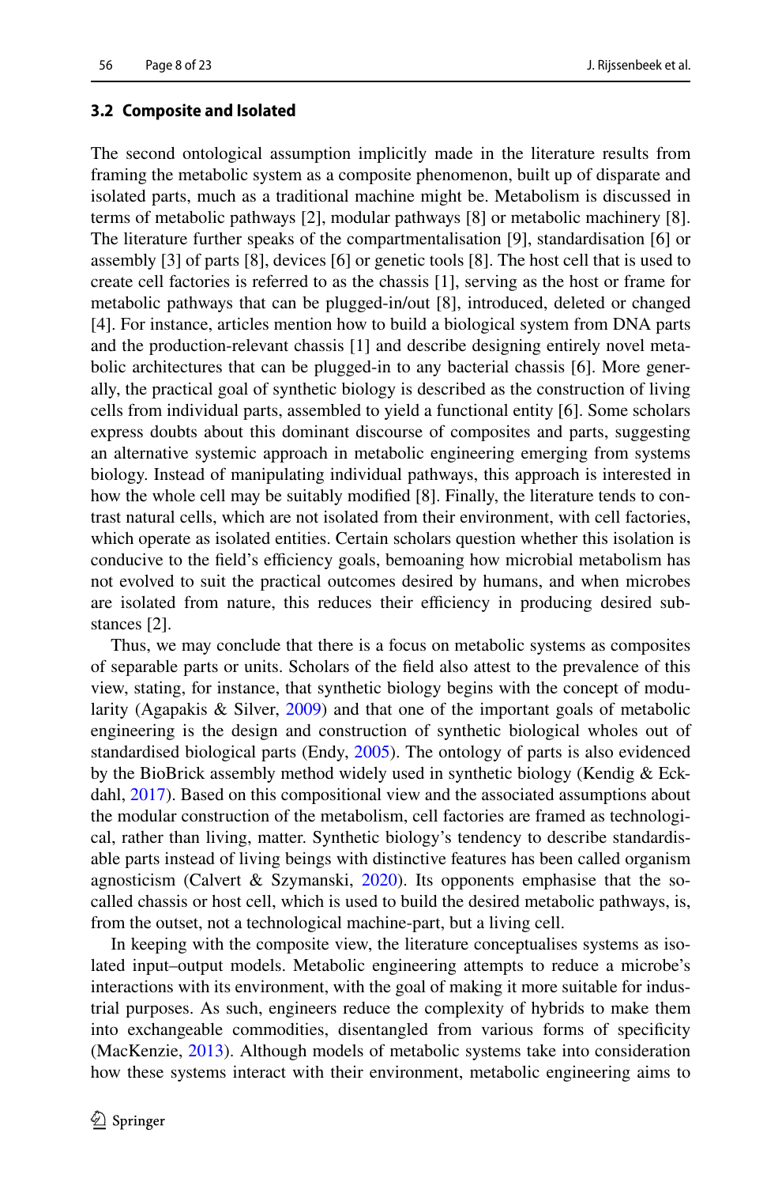### 3.2 Composite and Isolated

The second ontological assumption implicitly made in the literature results from framing the metabolic system as a composite phenomenon, built up of disparate and isolated parts, much as a traditional machine might be. Metabolism is discussed in terms of metabolic pathways [2], modular pathways [8] or metabolic machinery [8]. The literature further speaks of the compartmentalisation [9], standardisation [6] or assembly [3] of parts [8], devices [6] or genetic tools [8]. The host cell that is used to create cell factories is referred to as the chassis [1], serving as the host or frame for metabolic pathways that can be plugged-in/out [8], introduced, deleted or changed [4]. For instance, articles mention how to build a biological system from DNA parts and the production-relevant chassis [1] and describe designing entirely novel metabolic architectures that can be plugged-in to any bacterial chassis [6]. More generally, the practical goal of synthetic biology is described as the construction of living cells from individual parts, assembled to yield a functional entity [6]. Some scholars express doubts about this dominant discourse of composites and parts, suggesting an alternative systemic approach in metabolic engineering emerging from systems biology. Instead of manipulating individual pathways, this approach is interested in how the whole cell may be suitably modified [8]. Finally, the literature tends to contrast natural cells, which are not isolated from their environment, with cell factories, which operate as isolated entities. Certain scholars question whether this isolation is conducive to the field's efficiency goals, bemoaning how microbial metabolism has not evolved to suit the practical outcomes desired by humans, and when microbes are isolated from nature, this reduces their efficiency in producing desired substances [2].

Thus, we may conclude that there is a focus on metabolic systems as composites of separable parts or units. Scholars of the field also attest to the prevalence of this view, stating, for instance, that synthetic biology begins with the concept of modularity (Agapakis & Silver, 2009) and that one of the important goals of metabolic engineering is the design and construction of synthetic biological wholes out of standardised biological parts (Endy, 2005). The ontology of parts is also evidenced by the BioBrick assembly method widely used in synthetic biology (Kendig & Eckdahl, 2017). Based on this compositional view and the associated assumptions about the modular construction of the metabolism, cell factories are framed as technological, rather than living, matter. Synthetic biology's tendency to describe standardisable parts instead of living beings with distinctive features has been called organism agnosticism (Calvert & Szymanski, 2020). Its opponents emphasise that the so-called chassis or host cell, which is used to build the desired metabolic pathways, is, from the outset, not a technological machine-part, but a living cell.

In keeping with the composite view, the literature conceptualises systems as isolated input–output models. Metabolic engineering attempts to reduce a microbe's interactions with its environment, with the goal of making it more suitable for industrial purposes. As such, engineers reduce the complexity of hybrids to make them into exchangeable commodities, disentangled from various forms of specificity (MacKenzie, 2013). Although models of metabolic systems take into consideration how these systems interact with their environment, metabolic engineering aims to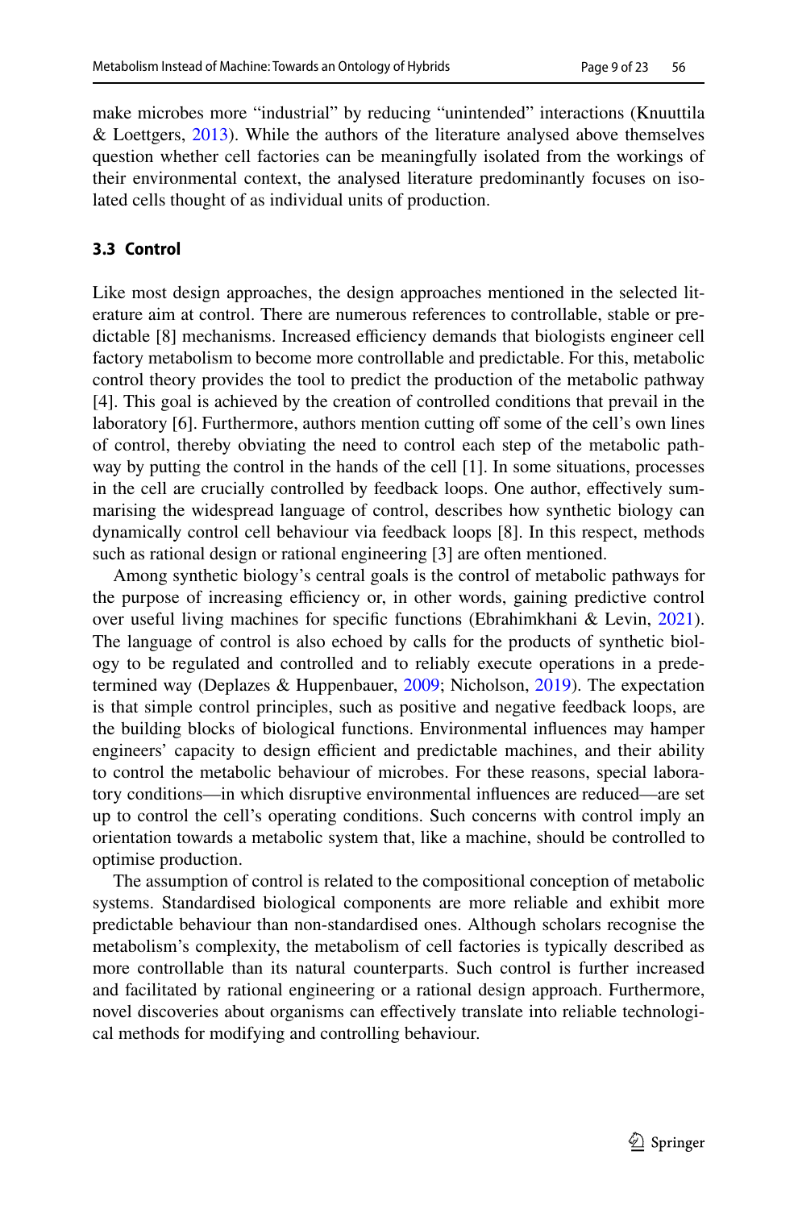make microbes more "industrial" by reducing "unintended" interactions (Knuuttila & Loettgers, 2013). While the authors of the literature analysed above themselves question whether cell factories can be meaningfully isolated from the workings of their environmental context, the analysed literature predominantly focuses on isolated cells thought of as individual units of production.

### 3.3 Control

Like most design approaches, the design approaches mentioned in the selected literature aim at control. There are numerous references to controllable, stable or predictable [8] mechanisms. Increased efficiency demands that biologists engineer cell factory metabolism to become more controllable and predictable. For this, metabolic control theory provides the tool to predict the production of the metabolic pathway [4]. This goal is achieved by the creation of controlled conditions that prevail in the laboratory [6]. Furthermore, authors mention cutting off some of the cell's own lines of control, thereby obviating the need to control each step of the metabolic pathway by putting the control in the hands of the cell [1]. In some situations, processes in the cell are crucially controlled by feedback loops. One author, effectively summarising the widespread language of control, describes how synthetic biology can dynamically control cell behaviour via feedback loops [8]. In this respect, methods such as rational design or rational engineering [3] are often mentioned.

Among synthetic biology's central goals is the control of metabolic pathways for the purpose of increasing efficiency or, in other words, gaining predictive control over useful living machines for specific functions (Ebrahimkhani & Levin, 2021). The language of control is also echoed by calls for the products of synthetic biology to be regulated and controlled and to reliably execute operations in a predetermined way (Deplazes & Huppenbauer, 2009; Nicholson, 2019). The expectation is that simple control principles, such as positive and negative feedback loops, are the building blocks of biological functions. Environmental influences may hamper engineers' capacity to design efficient and predictable machines, and their ability to control the metabolic behaviour of microbes. For these reasons, special laboratory conditions—in which disruptive environmental influences are reduced—are set up to control the cell's operating conditions. Such concerns with control imply an orientation towards a metabolic system that, like a machine, should be controlled to optimise production.

The assumption of control is related to the compositional conception of metabolic systems. Standardised biological components are more reliable and exhibit more predictable behaviour than non-standardised ones. Although scholars recognise the metabolism's complexity, the metabolism of cell factories is typically described as more controllable than its natural counterparts. Such control is further increased and facilitated by rational engineering or a rational design approach. Furthermore, novel discoveries about organisms can effectively translate into reliable technological methods for modifying and controlling behaviour.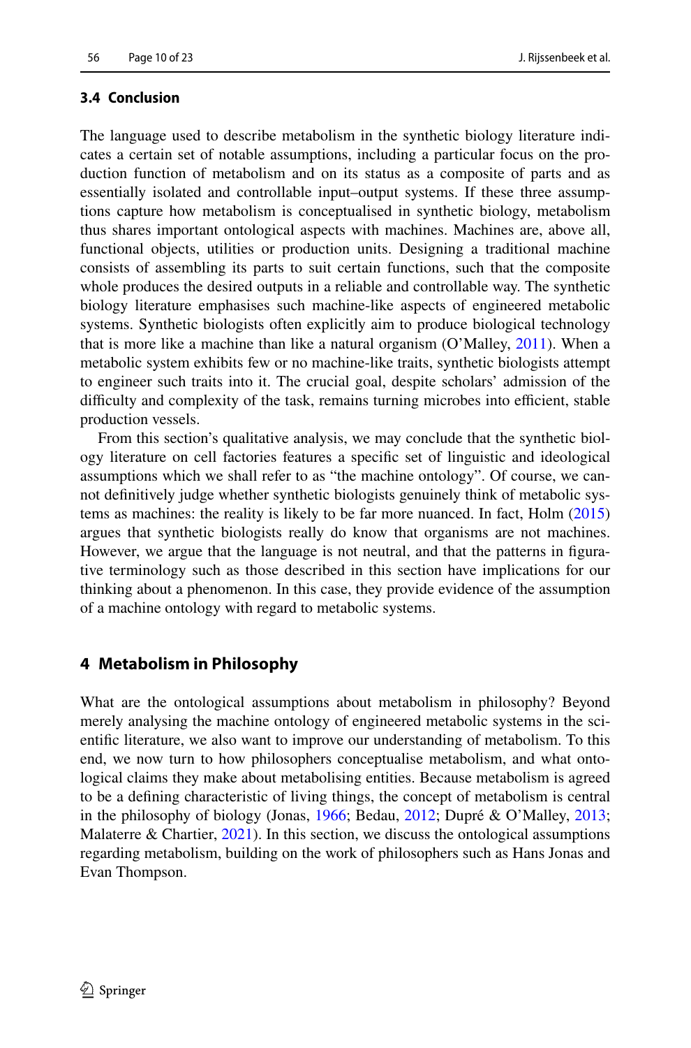### 3.4 Conclusion

The language used to describe metabolism in the synthetic biology literature indicates a certain set of notable assumptions, including a particular focus on the production function of metabolism and on its status as a composite of parts and as essentially isolated and controllable input–output systems. If these three assumptions capture how metabolism is conceptualised in synthetic biology, metabolism thus shares important ontological aspects with machines. Machines are, above all, functional objects, utilities or production units. Designing a traditional machine consists of assembling its parts to suit certain functions, such that the composite whole produces the desired outputs in a reliable and controllable way. The synthetic biology literature emphasises such machine-like aspects of engineered metabolic systems. Synthetic biologists often explicitly aim to produce biological technology that is more like a machine than like a natural organism (O'Malley, 2011). When a metabolic system exhibits few or no machine-like traits, synthetic biologists attempt to engineer such traits into it. The crucial goal, despite scholars' admission of the difficulty and complexity of the task, remains turning microbes into efficient, stable production vessels.

From this section's qualitative analysis, we may conclude that the synthetic biology literature on cell factories features a specific set of linguistic and ideological assumptions which we shall refer to as "the machine ontology". Of course, we cannot definitively judge whether synthetic biologists genuinely think of metabolic systems as machines: the reality is likely to be far more nuanced. In fact, Holm (2015) argues that synthetic biologists really do know that organisms are not machines. However, we argue that the language is not neutral, and that the patterns in figurative terminology such as those described in this section have implications for our thinking about a phenomenon. In this case, they provide evidence of the assumption of a machine ontology with regard to metabolic systems.

## 4 Metabolism in Philosophy

What are the ontological assumptions about metabolism in philosophy? Beyond merely analysing the machine ontology of engineered metabolic systems in the scientific literature, we also want to improve our understanding of metabolism. To this end, we now turn to how philosophers conceptualise metabolism, and what ontological claims they make about metabolising entities. Because metabolism is agreed to be a defining characteristic of living things, the concept of metabolism is central in the philosophy of biology (Jonas, 1966; Bedau, 2012; Dupré & O'Malley, 2013; Malaterre & Chartier, 2021). In this section, we discuss the ontological assumptions regarding metabolism, building on the work of philosophers such as Hans Jonas and Evan Thompson.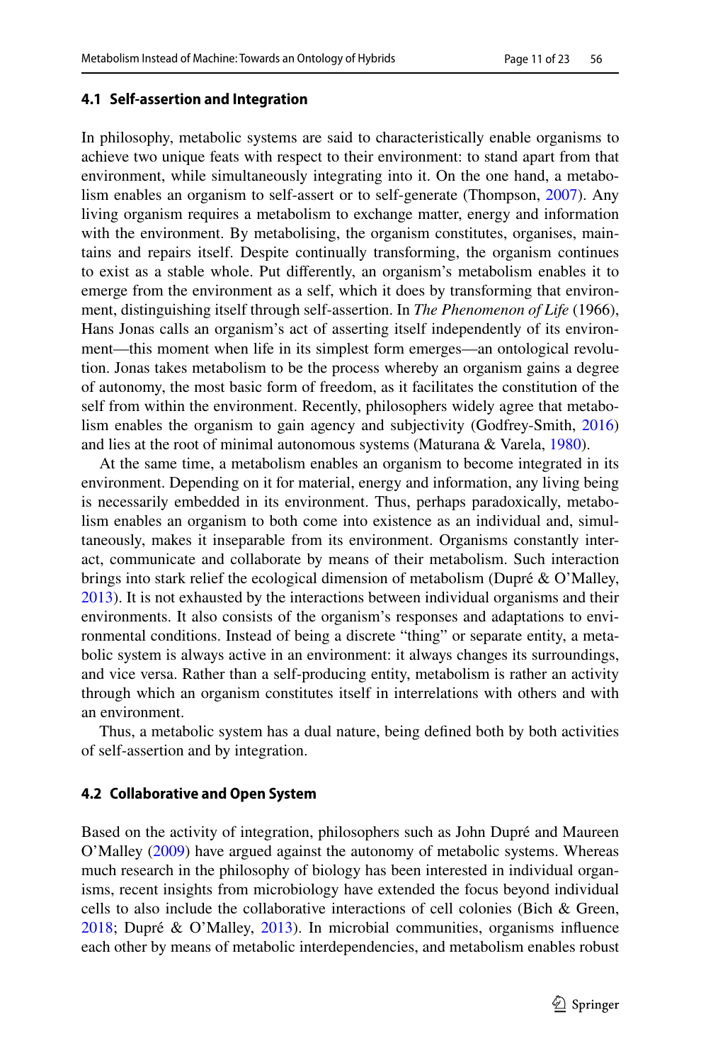### 4.1 Self-assertion and Integration

In philosophy, metabolic systems are said to characteristically enable organisms to achieve two unique feats with respect to their environment: to stand apart from that environment, while simultaneously integrating into it. On the one hand, a metabolism enables an organism to self-assert or to self-generate (Thompson, 2007). Any living organism requires a metabolism to exchange matter, energy and information with the environment. By metabolising, the organism constitutes, organises, maintains and repairs itself. Despite continually transforming, the organism continues to exist as a stable whole. Put differently, an organism's metabolism enables it to emerge from the environment as a self, which it does by transforming that environment, distinguishing itself through self-assertion. In *The Phenomenon of Life* (1966), Hans Jonas calls an organism's act of asserting itself independently of its environment—this moment when life in its simplest form emerges—an ontological revolution. Jonas takes metabolism to be the process whereby an organism gains a degree of autonomy, the most basic form of freedom, as it facilitates the constitution of the self from within the environment. Recently, philosophers widely agree that metabolism enables the organism to gain agency and subjectivity (Godfrey-Smith, 2016) and lies at the root of minimal autonomous systems (Maturana & Varela, 1980).

At the same time, a metabolism enables an organism to become integrated in its environment. Depending on it for material, energy and information, any living being is necessarily embedded in its environment. Thus, perhaps paradoxically, metabolism enables an organism to both come into existence as an individual and, simultaneously, makes it inseparable from its environment. Organisms constantly interact, communicate and collaborate by means of their metabolism. Such interaction brings into stark relief the ecological dimension of metabolism (Dupré & O'Malley, 2013). It is not exhausted by the interactions between individual organisms and their environments. It also consists of the organism's responses and adaptations to environmental conditions. Instead of being a discrete "thing" or separate entity, a metabolic system is always active in an environment: it always changes its surroundings, and vice versa. Rather than a self-producing entity, metabolism is rather an activity through which an organism constitutes itself in interrelations with others and with an environment.

Thus, a metabolic system has a dual nature, being defined both by both activities of self-assertion and by integration.

### 4.2 Collaborative and Open System

Based on the activity of integration, philosophers such as John Dupré and Maureen O'Malley (2009) have argued against the autonomy of metabolic systems. Whereas much research in the philosophy of biology has been interested in individual organisms, recent insights from microbiology have extended the focus beyond individual cells to also include the collaborative interactions of cell colonies (Bich & Green, 2018; Dupré & O'Malley, 2013). In microbial communities, organisms influence each other by means of metabolic interdependencies, and metabolism enables robust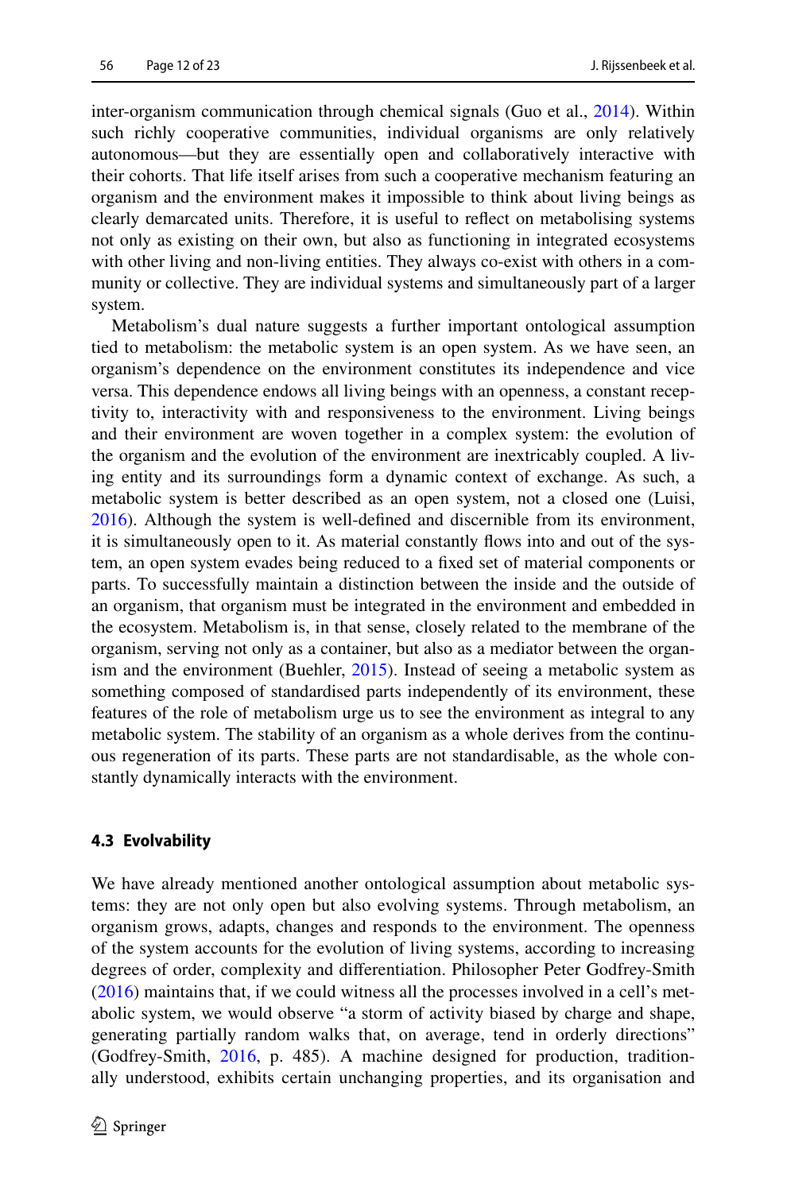inter-organism communication through chemical signals (Guo et al., 2014). Within such richly cooperative communities, individual organisms are only relatively autonomous—but they are essentially open and collaboratively interactive with their cohorts. That life itself arises from such a cooperative mechanism featuring an organism and the environment makes it impossible to think about living beings as clearly demarcated units. Therefore, it is useful to reflect on metabolising systems not only as existing on their own, but also as functioning in integrated ecosystems with other living and non-living entities. They always co-exist with others in a community or collective. They are individual systems and simultaneously part of a larger system.

Metabolism's dual nature suggests a further important ontological assumption tied to metabolism: the metabolic system is an open system. As we have seen, an organism's dependence on the environment constitutes its independence and vice versa. This dependence endows all living beings with an openness, a constant receptivity to, interactivity with and responsiveness to the environment. Living beings and their environment are woven together in a complex system: the evolution of the organism and the evolution of the environment are inextricably coupled. A living entity and its surroundings form a dynamic context of exchange. As such, a metabolic system is better described as an open system, not a closed one (Luisi, 2016). Although the system is well-defined and discernible from its environment, it is simultaneously open to it. As material constantly flows into and out of the system, an open system evades being reduced to a fixed set of material components or parts. To successfully maintain a distinction between the inside and the outside of an organism, that organism must be integrated in the environment and embedded in the ecosystem. Metabolism is, in that sense, closely related to the membrane of the organism, serving not only as a container, but also as a mediator between the organism and the environment (Buehler, 2015). Instead of seeing a metabolic system as something composed of standardised parts independently of its environment, these features of the role of metabolism urge us to see the environment as integral to any metabolic system. The stability of an organism as a whole derives from the continuous regeneration of its parts. These parts are not standardisable, as the whole constantly dynamically interacts with the environment.

### 4.3 Evolvability

We have already mentioned another ontological assumption about metabolic systems: they are not only open but also evolving systems. Through metabolism, an organism grows, adapts, changes and responds to the environment. The openness of the system accounts for the evolution of living systems, according to increasing degrees of order, complexity and differentiation. Philosopher Peter Godfrey-Smith (2016) maintains that, if we could witness all the processes involved in a cell's metabolic system, we would observe "a storm of activity biased by charge and shape, generating partially random walks that, on average, tend in orderly directions" (Godfrey-Smith, 2016, p. 485). A machine designed for production, traditionally understood, exhibits certain unchanging properties, and its organisation and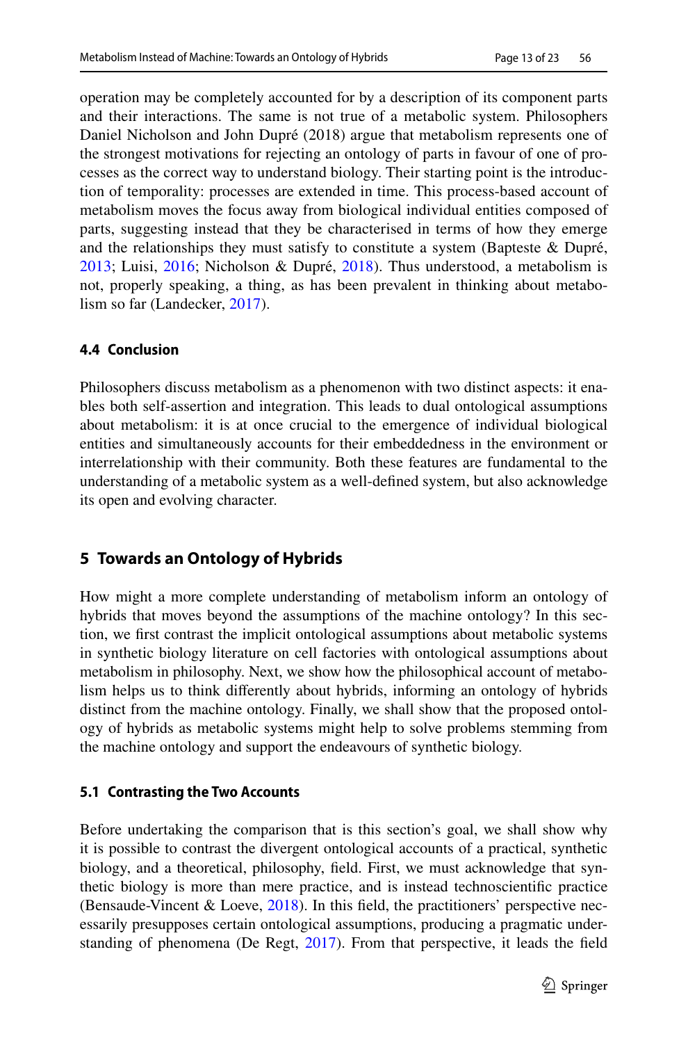operation may be completely accounted for by a description of its component parts and their interactions. The same is not true of a metabolic system. Philosophers Daniel Nicholson and John Dupré (2018) argue that metabolism represents one of the strongest motivations for rejecting an ontology of parts in favour of one of processes as the correct way to understand biology. Their starting point is the introduction of temporality: processes are extended in time. This process-based account of metabolism moves the focus away from biological individual entities composed of parts, suggesting instead that they be characterised in terms of how they emerge and the relationships they must satisfy to constitute a system (Bapteste & Dupré, 2013; Luisi, 2016; Nicholson & Dupré, 2018). Thus understood, a metabolism is not, properly speaking, a thing, as has been prevalent in thinking about metabolism so far (Landecker, 2017).

### 4.4 Conclusion

Philosophers discuss metabolism as a phenomenon with two distinct aspects: it enables both self-assertion and integration. This leads to dual ontological assumptions about metabolism: it is at once crucial to the emergence of individual biological entities and simultaneously accounts for their embeddedness in the environment or interrelationship with their community. Both these features are fundamental to the understanding of a metabolic system as a well-defined system, but also acknowledge its open and evolving character.

## 5 Towards an Ontology of Hybrids

How might a more complete understanding of metabolism inform an ontology of hybrids that moves beyond the assumptions of the machine ontology? In this section, we first contrast the implicit ontological assumptions about metabolic systems in synthetic biology literature on cell factories with ontological assumptions about metabolism in philosophy. Next, we show how the philosophical account of metabolism helps us to think differently about hybrids, informing an ontology of hybrids distinct from the machine ontology. Finally, we shall show that the proposed ontology of hybrids as metabolic systems might help to solve problems stemming from the machine ontology and support the endeavours of synthetic biology.

### 5.1 Contrasting the Two Accounts

Before undertaking the comparison that is this section's goal, we shall show why it is possible to contrast the divergent ontological accounts of a practical, synthetic biology, and a theoretical, philosophy, field. First, we must acknowledge that synthetic biology is more than mere practice, and is instead technoscientific practice (Bensaude-Vincent & Loeve, 2018). In this field, the practitioners' perspective necessarily presupposes certain ontological assumptions, producing a pragmatic understanding of phenomena (De Regt, 2017). From that perspective, it leads the field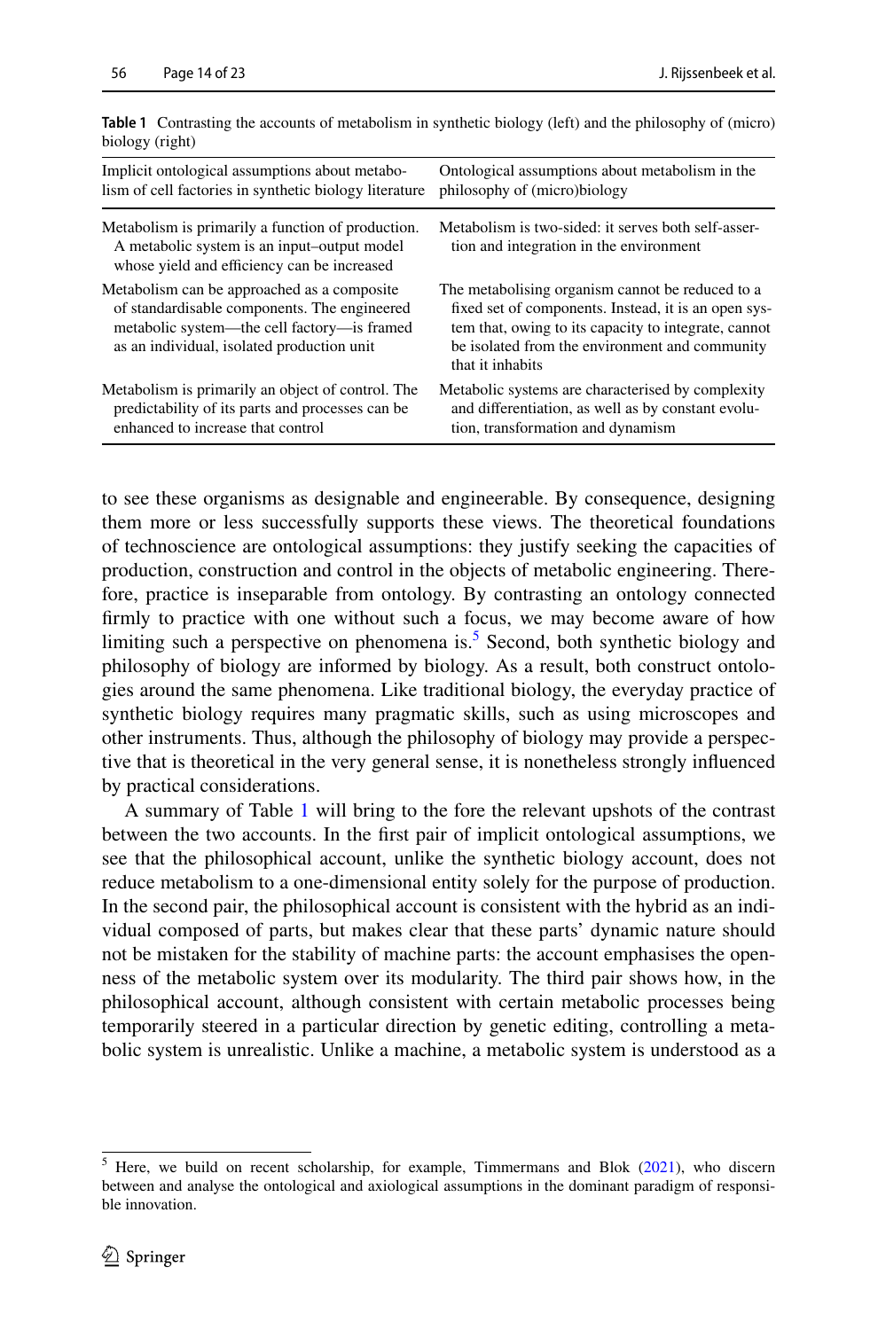**Table 1** Contrasting the accounts of metabolism in synthetic biology (left) and the philosophy of (micro) biology (right)

| Implicit ontological assumptions about metabolism of cell factories in synthetic biology literature | Ontological assumptions about metabolism in the philosophy of (micro)biology |
|---|---|
| Metabolism is primarily a function of production. A metabolic system is an input–output model whose yield and efficiency can be increased | Metabolism is two-sided: it serves both self-assertion and integration in the environment |
| Metabolism can be approached as a composite of standardisable components. The engineered metabolic system—the cell factory—is framed as an individual, isolated production unit | The metabolising organism cannot be reduced to a fixed set of components. Instead, it is an open system that, owing to its capacity to integrate, cannot be isolated from the environment and community that it inhabits |
| Metabolism is primarily an object of control. The predictability of its parts and processes can be enhanced to increase that control | Metabolic systems are characterised by complexity and differentiation, as well as by constant evolution, transformation and dynamism |

to see these organisms as designable and engineerable. By consequence, designing them more or less successfully supports these views. The theoretical foundations of technoscience are ontological assumptions: they justify seeking the capacities of production, construction and control in the objects of metabolic engineering. Therefore, practice is inseparable from ontology. By contrasting an ontology connected firmly to practice with one without such a focus, we may become aware of how limiting such a perspective on phenomena is.[5] Second, both synthetic biology and philosophy of biology are informed by biology. As a result, both construct ontologies around the same phenomena. Like traditional biology, the everyday practice of synthetic biology requires many pragmatic skills, such as using microscopes and other instruments. Thus, although the philosophy of biology may provide a perspective that is theoretical in the very general sense, it is nonetheless strongly influenced by practical considerations.

A summary of Table 1 will bring to the fore the relevant upshots of the contrast between the two accounts. In the first pair of implicit ontological assumptions, we see that the philosophical account, unlike the synthetic biology account, does not reduce metabolism to a one-dimensional entity solely for the purpose of production. In the second pair, the philosophical account is consistent with the hybrid as an individual composed of parts, but makes clear that these parts' dynamic nature should not be mistaken for the stability of machine parts: the account emphasises the openness of the metabolic system over its modularity. The third pair shows how, in the philosophical account, although consistent with certain metabolic processes being temporarily steered in a particular direction by genetic editing, controlling a metabolic system is unrealistic. Unlike a machine, a metabolic system is understood as a

[5] Here, we build on recent scholarship, for example, Timmermans and Blok (2021), who discern between and analyse the ontological and axiological assumptions in the dominant paradigm of responsible innovation.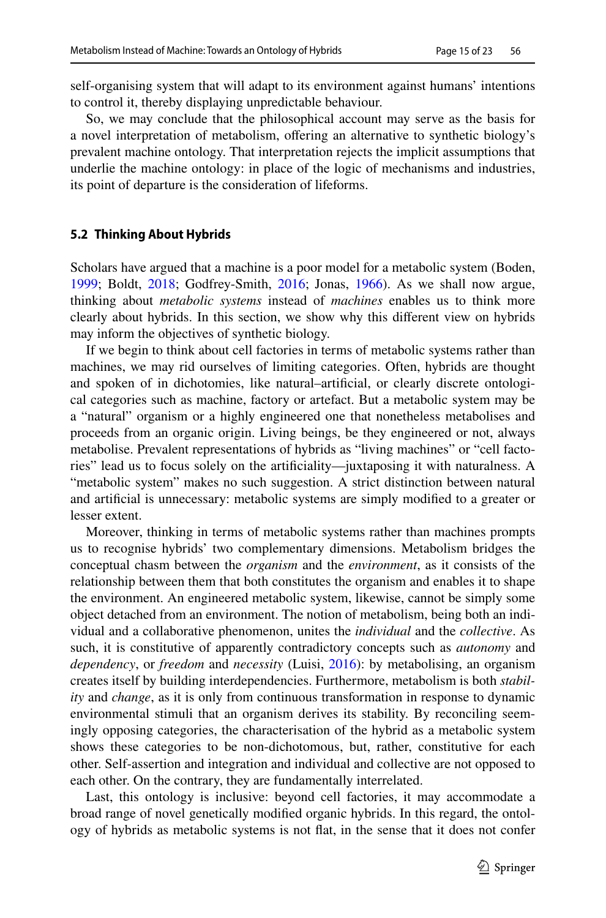self-organising system that will adapt to its environment against humans' intentions to control it, thereby displaying unpredictable behaviour.

So, we may conclude that the philosophical account may serve as the basis for a novel interpretation of metabolism, offering an alternative to synthetic biology's prevalent machine ontology. That interpretation rejects the implicit assumptions that underlie the machine ontology: in place of the logic of mechanisms and industries, its point of departure is the consideration of lifeforms.

### 5.2 Thinking About Hybrids

Scholars have argued that a machine is a poor model for a metabolic system (Boden, 1999; Boldt, 2018; Godfrey-Smith, 2016; Jonas, 1966). As we shall now argue, thinking about *metabolic systems* instead of *machines* enables us to think more clearly about hybrids. In this section, we show why this different view on hybrids may inform the objectives of synthetic biology.

If we begin to think about cell factories in terms of metabolic systems rather than machines, we may rid ourselves of limiting categories. Often, hybrids are thought and spoken of in dichotomies, like natural–artificial, or clearly discrete ontological categories such as machine, factory or artefact. But a metabolic system may be a "natural" organism or a highly engineered one that nonetheless metabolises and proceeds from an organic origin. Living beings, be they engineered or not, always metabolise. Prevalent representations of hybrids as "living machines" or "cell factories" lead us to focus solely on the artificiality—juxtaposing it with naturalness. A "metabolic system" makes no such suggestion. A strict distinction between natural and artificial is unnecessary: metabolic systems are simply modified to a greater or lesser extent.

Moreover, thinking in terms of metabolic systems rather than machines prompts us to recognise hybrids' two complementary dimensions. Metabolism bridges the conceptual chasm between the *organism* and the *environment*, as it consists of the relationship between them that both constitutes the organism and enables it to shape the environment. An engineered metabolic system, likewise, cannot be simply some object detached from an environment. The notion of metabolism, being both an individual and a collaborative phenomenon, unites the *individual* and the *collective*. As such, it is constitutive of apparently contradictory concepts such as *autonomy* and *dependency*, or *freedom* and *necessity* (Luisi, 2016): by metabolising, an organism creates itself by building interdependencies. Furthermore, metabolism is both *stability* and *change*, as it is only from continuous transformation in response to dynamic environmental stimuli that an organism derives its stability. By reconciling seemingly opposing categories, the characterisation of the hybrid as a metabolic system shows these categories to be non-dichotomous, but, rather, constitutive for each other. Self-assertion and integration and individual and collective are not opposed to each other. On the contrary, they are fundamentally interrelated.

Last, this ontology is inclusive: beyond cell factories, it may accommodate a broad range of novel genetically modified organic hybrids. In this regard, the ontology of hybrids as metabolic systems is not flat, in the sense that it does not confer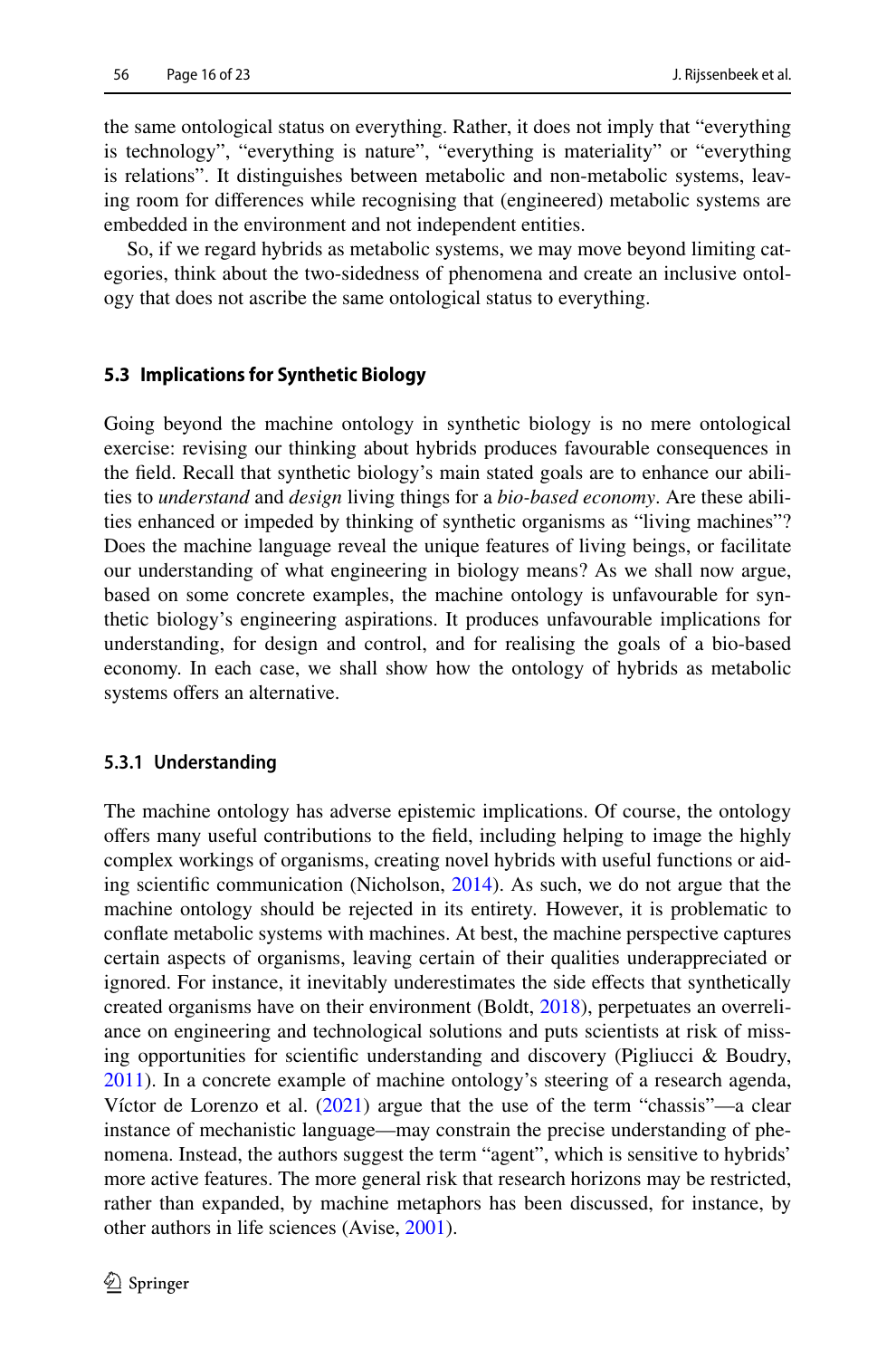the same ontological status on everything. Rather, it does not imply that "everything is technology", "everything is nature", "everything is materiality" or "everything is relations". It distinguishes between metabolic and non-metabolic systems, leaving room for differences while recognising that (engineered) metabolic systems are embedded in the environment and not independent entities.

So, if we regard hybrids as metabolic systems, we may move beyond limiting categories, think about the two-sidedness of phenomena and create an inclusive ontology that does not ascribe the same ontological status to everything.

### 5.3 Implications for Synthetic Biology

Going beyond the machine ontology in synthetic biology is no mere ontological exercise: revising our thinking about hybrids produces favourable consequences in the field. Recall that synthetic biology's main stated goals are to enhance our abilities to *understand* and *design* living things for a *bio-based economy*. Are these abilities enhanced or impeded by thinking of synthetic organisms as "living machines"? Does the machine language reveal the unique features of living beings, or facilitate our understanding of what engineering in biology means? As we shall now argue, based on some concrete examples, the machine ontology is unfavourable for synthetic biology's engineering aspirations. It produces unfavourable implications for understanding, for design and control, and for realising the goals of a bio-based economy. In each case, we shall show how the ontology of hybrids as metabolic systems offers an alternative.

#### 5.3.1 Understanding

The machine ontology has adverse epistemic implications. Of course, the ontology offers many useful contributions to the field, including helping to image the highly complex workings of organisms, creating novel hybrids with useful functions or aiding scientific communication (Nicholson, 2014). As such, we do not argue that the machine ontology should be rejected in its entirety. However, it is problematic to conflate metabolic systems with machines. At best, the machine perspective captures certain aspects of organisms, leaving certain of their qualities underappreciated or ignored. For instance, it inevitably underestimates the side effects that synthetically created organisms have on their environment (Boldt, 2018), perpetuates an overreliance on engineering and technological solutions and puts scientists at risk of missing opportunities for scientific understanding and discovery (Pigliucci & Boudry, 2011). In a concrete example of machine ontology's steering of a research agenda, Víctor de Lorenzo et al. (2021) argue that the use of the term "chassis"—a clear instance of mechanistic language—may constrain the precise understanding of phenomena. Instead, the authors suggest the term "agent", which is sensitive to hybrids' more active features. The more general risk that research horizons may be restricted, rather than expanded, by machine metaphors has been discussed, for instance, by other authors in life sciences (Avise, 2001).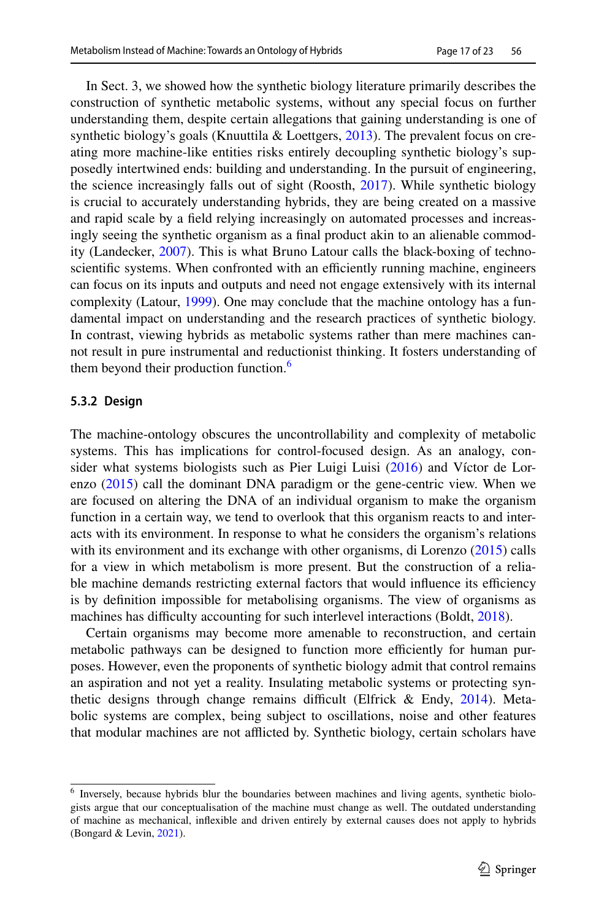In Sect. 3, we showed how the synthetic biology literature primarily describes the construction of synthetic metabolic systems, without any special focus on further understanding them, despite certain allegations that gaining understanding is one of synthetic biology's goals (Knuuttila & Loettgers, 2013). The prevalent focus on creating more machine-like entities risks entirely decoupling synthetic biology's supposedly intertwined ends: building and understanding. In the pursuit of engineering, the science increasingly falls out of sight (Roosth, 2017). While synthetic biology is crucial to accurately understanding hybrids, they are being created on a massive and rapid scale by a field relying increasingly on automated processes and increasingly seeing the synthetic organism as a final product akin to an alienable commodity (Landecker, 2007). This is what Bruno Latour calls the black-boxing of technoscientific systems. When confronted with an efficiently running machine, engineers can focus on its inputs and outputs and need not engage extensively with its internal complexity (Latour, 1999). One may conclude that the machine ontology has a fundamental impact on understanding and the research practices of synthetic biology. In contrast, viewing hybrids as metabolic systems rather than mere machines cannot result in pure instrumental and reductionist thinking. It fosters understanding of them beyond their production function.[6]

#### 5.3.2 Design

The machine-ontology obscures the uncontrollability and complexity of metabolic systems. This has implications for control-focused design. As an analogy, consider what systems biologists such as Pier Luigi Luisi (2016) and Víctor de Lorenzo (2015) call the dominant DNA paradigm or the gene-centric view. When we are focused on altering the DNA of an individual organism to make the organism function in a certain way, we tend to overlook that this organism reacts to and interacts with its environment. In response to what he considers the organism's relations with its environment and its exchange with other organisms, di Lorenzo (2015) calls for a view in which metabolism is more present. But the construction of a reliable machine demands restricting external factors that would influence its efficiency is by definition impossible for metabolising organisms. The view of organisms as machines has difficulty accounting for such interlevel interactions (Boldt, 2018).

Certain organisms may become more amenable to reconstruction, and certain metabolic pathways can be designed to function more efficiently for human purposes. However, even the proponents of synthetic biology admit that control remains an aspiration and not yet a reality. Insulating metabolic systems or protecting synthetic designs through change remains difficult (Elfrick & Endy, 2014). Metabolic systems are complex, being subject to oscillations, noise and other features that modular machines are not afflicted by. Synthetic biology, certain scholars have

[6] Inversely, because hybrids blur the boundaries between machines and living agents, synthetic biologists argue that our conceptualisation of the machine must change as well. The outdated understanding of machine as mechanical, inflexible and driven entirely by external causes does not apply to hybrids (Bongard & Levin, 2021).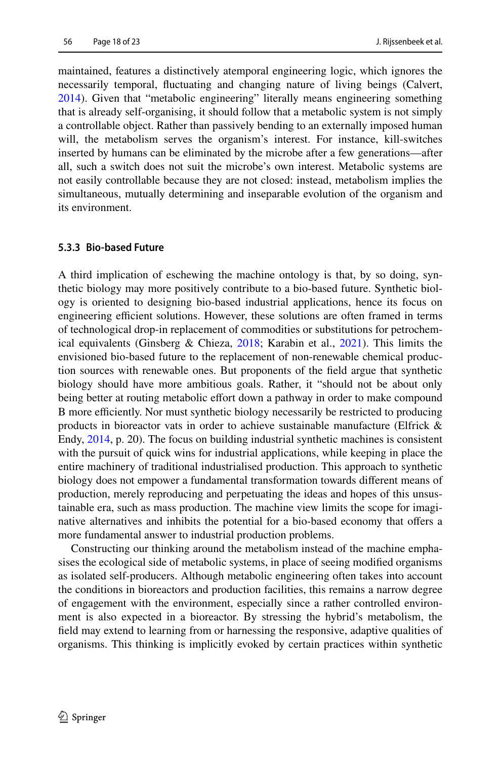maintained, features a distinctively atemporal engineering logic, which ignores the necessarily temporal, fluctuating and changing nature of living beings (Calvert, 2014). Given that "metabolic engineering" literally means engineering something that is already self-organising, it should follow that a metabolic system is not simply a controllable object. Rather than passively bending to an externally imposed human will, the metabolism serves the organism's interest. For instance, kill-switches inserted by humans can be eliminated by the microbe after a few generations—after all, such a switch does not suit the microbe's own interest. Metabolic systems are not easily controllable because they are not closed: instead, metabolism implies the simultaneous, mutually determining and inseparable evolution of the organism and its environment.

### 5.3.3 Bio-based Future

A third implication of eschewing the machine ontology is that, by so doing, synthetic biology may more positively contribute to a bio-based future. Synthetic biology is oriented to designing bio-based industrial applications, hence its focus on engineering efficient solutions. However, these solutions are often framed in terms of technological drop-in replacement of commodities or substitutions for petrochemical equivalents (Ginsberg & Chieza, 2018; Karabin et al., 2021). This limits the envisioned bio-based future to the replacement of non-renewable chemical production sources with renewable ones. But proponents of the field argue that synthetic biology should have more ambitious goals. Rather, it "should not be about only being better at routing metabolic effort down a pathway in order to make compound B more efficiently. Nor must synthetic biology necessarily be restricted to producing products in bioreactor vats in order to achieve sustainable manufacture (Elfrick & Endy, 2014, p. 20). The focus on building industrial synthetic machines is consistent with the pursuit of quick wins for industrial applications, while keeping in place the entire machinery of traditional industrialised production. This approach to synthetic biology does not empower a fundamental transformation towards different means of production, merely reproducing and perpetuating the ideas and hopes of this unsustainable era, such as mass production. The machine view limits the scope for imaginative alternatives and inhibits the potential for a bio-based economy that offers a more fundamental answer to industrial production problems.

Constructing our thinking around the metabolism instead of the machine emphasises the ecological side of metabolic systems, in place of seeing modified organisms as isolated self-producers. Although metabolic engineering often takes into account the conditions in bioreactors and production facilities, this remains a narrow degree of engagement with the environment, especially since a rather controlled environment is also expected in a bioreactor. By stressing the hybrid's metabolism, the field may extend to learning from or harnessing the responsive, adaptive qualities of organisms. This thinking is implicitly evoked by certain practices within synthetic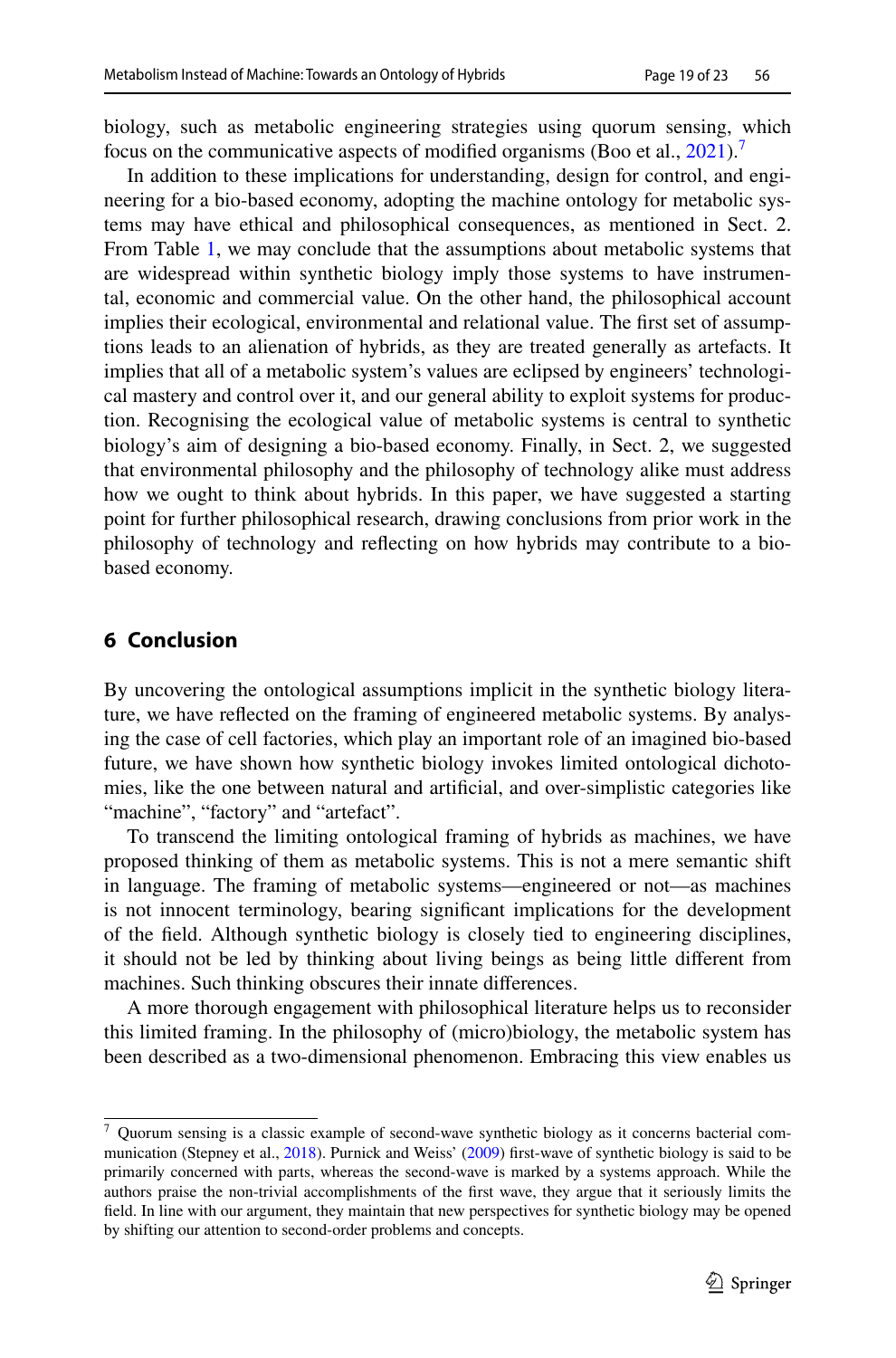biology, such as metabolic engineering strategies using quorum sensing, which focus on the communicative aspects of modified organisms (Boo et al., 2021).[7]

In addition to these implications for understanding, design for control, and engineering for a bio-based economy, adopting the machine ontology for metabolic systems may have ethical and philosophical consequences, as mentioned in Sect. 2. From Table 1, we may conclude that the assumptions about metabolic systems that are widespread within synthetic biology imply those systems to have instrumental, economic and commercial value. On the other hand, the philosophical account implies their ecological, environmental and relational value. The first set of assumptions leads to an alienation of hybrids, as they are treated generally as artefacts. It implies that all of a metabolic system's values are eclipsed by engineers' technological mastery and control over it, and our general ability to exploit systems for production. Recognising the ecological value of metabolic systems is central to synthetic biology's aim of designing a bio-based economy. Finally, in Sect. 2, we suggested that environmental philosophy and the philosophy of technology alike must address how we ought to think about hybrids. In this paper, we have suggested a starting point for further philosophical research, drawing conclusions from prior work in the philosophy of technology and reflecting on how hybrids may contribute to a bio-based economy.

## 6 Conclusion

By uncovering the ontological assumptions implicit in the synthetic biology literature, we have reflected on the framing of engineered metabolic systems. By analysing the case of cell factories, which play an important role of an imagined bio-based future, we have shown how synthetic biology invokes limited ontological dichotomies, like the one between natural and artificial, and over-simplistic categories like "machine", "factory" and "artefact".

To transcend the limiting ontological framing of hybrids as machines, we have proposed thinking of them as metabolic systems. This is not a mere semantic shift in language. The framing of metabolic systems—engineered or not—as machines is not innocent terminology, bearing significant implications for the development of the field. Although synthetic biology is closely tied to engineering disciplines, it should not be led by thinking about living beings as being little different from machines. Such thinking obscures their innate differences.

A more thorough engagement with philosophical literature helps us to reconsider this limited framing. In the philosophy of (micro)biology, the metabolic system has been described as a two-dimensional phenomenon. Embracing this view enables us

---

[7] Quorum sensing is a classic example of second-wave synthetic biology as it concerns bacterial communication (Stepney et al., 2018). Purnick and Weiss' (2009) first-wave of synthetic biology is said to be primarily concerned with parts, whereas the second-wave is marked by a systems approach. While the authors praise the non-trivial accomplishments of the first wave, they argue that it seriously limits the field. In line with our argument, they maintain that new perspectives for synthetic biology may be opened by shifting our attention to second-order problems and concepts.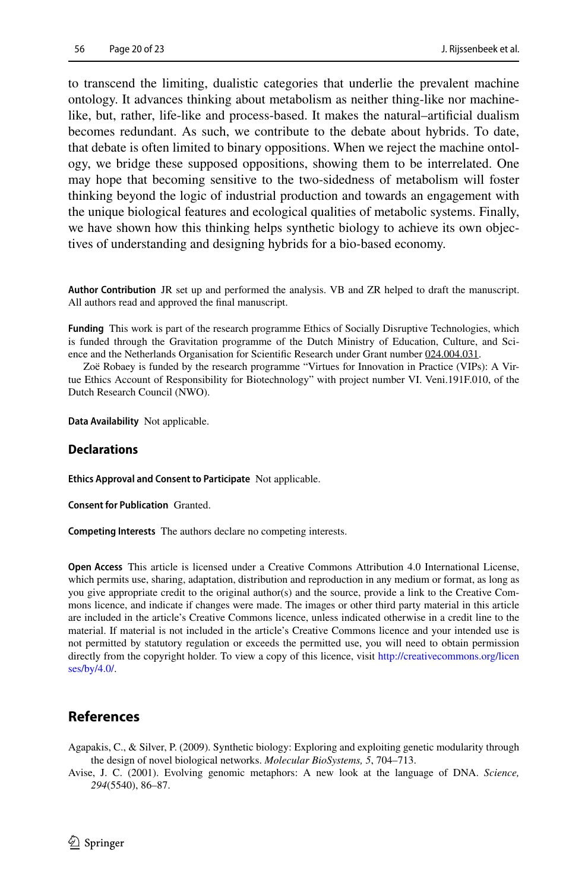to transcend the limiting, dualistic categories that underlie the prevalent machine ontology. It advances thinking about metabolism as neither thing-like nor machine-like, but, rather, life-like and process-based. It makes the natural–artificial dualism becomes redundant. As such, we contribute to the debate about hybrids. To date, that debate is often limited to binary oppositions. When we reject the machine ontology, we bridge these supposed oppositions, showing them to be interrelated. One may hope that becoming sensitive to the two-sidedness of metabolism will foster thinking beyond the logic of industrial production and towards an engagement with the unique biological features and ecological qualities of metabolic systems. Finally, we have shown how this thinking helps synthetic biology to achieve its own objectives of understanding and designing hybrids for a bio-based economy.

**Author Contribution** JR set up and performed the analysis. VB and ZR helped to draft the manuscript. All authors read and approved the final manuscript.

**Funding** This work is part of the research programme Ethics of Socially Disruptive Technologies, which is funded through the Gravitation programme of the Dutch Ministry of Education, Culture, and Science and the Netherlands Organisation for Scientific Research under Grant number 024.004.031.

Zoë Robaey is funded by the research programme "Virtues for Innovation in Practice (VIPs): A Virtue Ethics Account of Responsibility for Biotechnology" with project number VI. Veni.191F.010, of the Dutch Research Council (NWO).

**Data Availability** Not applicable.

## Declarations

**Ethics Approval and Consent to Participate** Not applicable.

**Consent for Publication** Granted.

**Competing Interests** The authors declare no competing interests.

**Open Access** This article is licensed under a Creative Commons Attribution 4.0 International License, which permits use, sharing, adaptation, distribution and reproduction in any medium or format, as long as you give appropriate credit to the original author(s) and the source, provide a link to the Creative Commons licence, and indicate if changes were made. The images or other third party material in this article are included in the article's Creative Commons licence, unless indicated otherwise in a credit line to the material. If material is not included in the article's Creative Commons licence and your intended use is not permitted by statutory regulation or exceeds the permitted use, you will need to obtain permission directly from the copyright holder. To view a copy of this licence, visit http://creativecommons.org/licenses/by/4.0/.

## References

Agapakis, C., & Silver, P. (2009). Synthetic biology: Exploring and exploiting genetic modularity through the design of novel biological networks. *Molecular BioSystems, 5*, 704–713.

Avise, J. C. (2001). Evolving genomic metaphors: A new look at the language of DNA. *Science, 294*(5540), 86–87.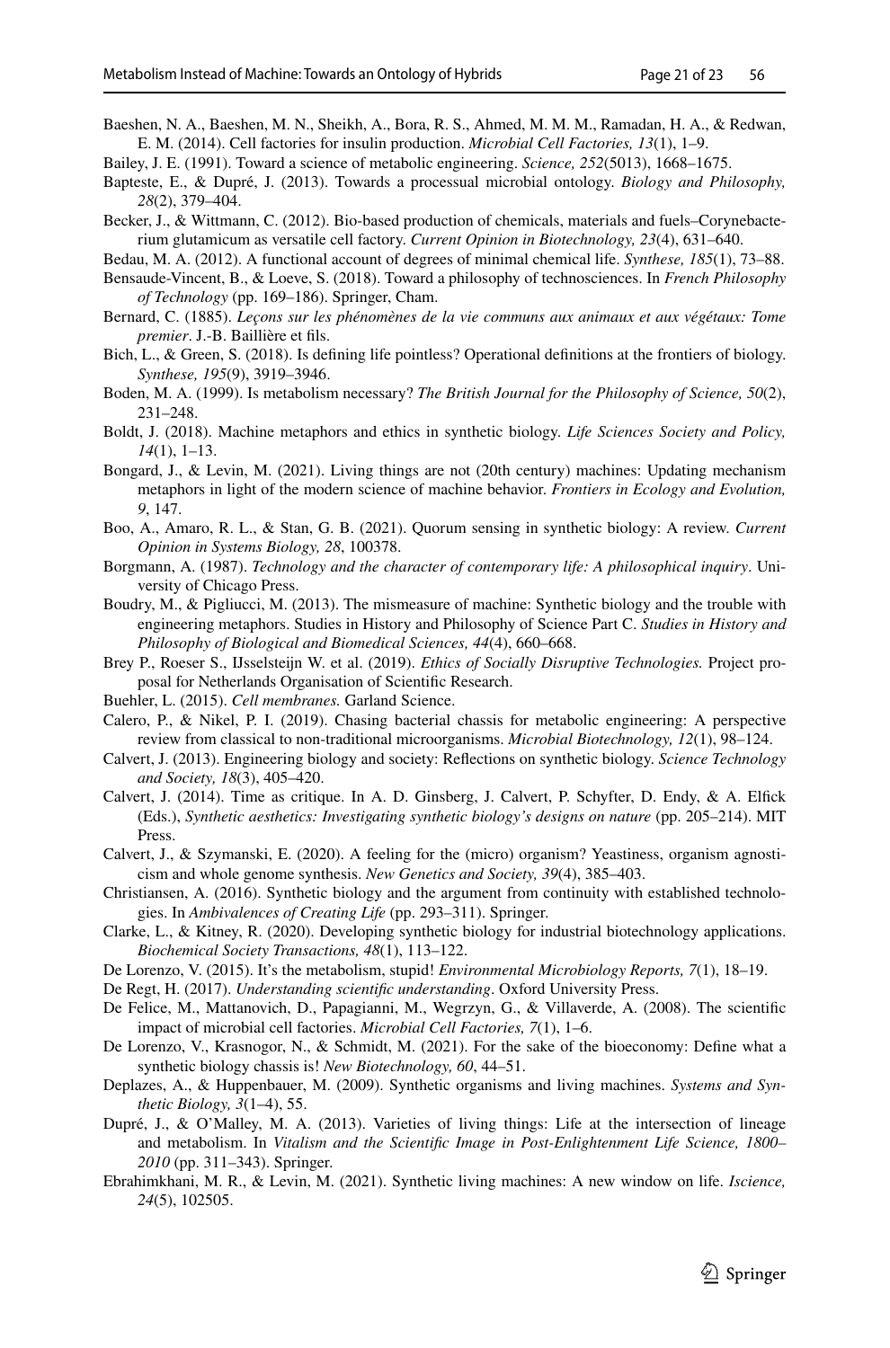Baeshen, N. A., Baeshen, M. N., Sheikh, A., Bora, R. S., Ahmed, M. M. M., Ramadan, H. A., & Redwan, E. M. (2014). Cell factories for insulin production. *Microbial Cell Factories, 13*(1), 1–9.

Bailey, J. E. (1991). Toward a science of metabolic engineering. *Science, 252*(5013), 1668–1675.

Bapteste, E., & Dupré, J. (2013). Towards a processual microbial ontology. *Biology and Philosophy, 28*(2), 379–404.

Becker, J., & Wittmann, C. (2012). Bio-based production of chemicals, materials and fuels–Corynebacterium glutamicum as versatile cell factory. *Current Opinion in Biotechnology, 23*(4), 631–640.

Bedau, M. A. (2012). A functional account of degrees of minimal chemical life. *Synthese, 185*(1), 73–88.

Bensaude-Vincent, B., & Loeve, S. (2018). Toward a philosophy of technosciences. In *French Philosophy of Technology* (pp. 169–186). Springer, Cham.

Bernard, C. (1885). *Leçons sur les phénomènes de la vie communs aux animaux et aux végétaux: Tome premier*. J.-B. Baillière et fils.

Bich, L., & Green, S. (2018). Is defining life pointless? Operational definitions at the frontiers of biology. *Synthese, 195*(9), 3919–3946.

Boden, M. A. (1999). Is metabolism necessary? *The British Journal for the Philosophy of Science, 50*(2), 231–248.

Boldt, J. (2018). Machine metaphors and ethics in synthetic biology. *Life Sciences Society and Policy, 14*(1), 1–13.

Bongard, J., & Levin, M. (2021). Living things are not (20th century) machines: Updating mechanism metaphors in light of the modern science of machine behavior. *Frontiers in Ecology and Evolution, 9*, 147.

Boo, A., Amaro, R. L., & Stan, G. B. (2021). Quorum sensing in synthetic biology: A review. *Current Opinion in Systems Biology, 28*, 100378.

Borgmann, A. (1987). *Technology and the character of contemporary life: A philosophical inquiry*. University of Chicago Press.

Boudry, M., & Pigliucci, M. (2013). The mismeasure of machine: Synthetic biology and the trouble with engineering metaphors. Studies in History and Philosophy of Science Part C. *Studies in History and Philosophy of Biological and Biomedical Sciences, 44*(4), 660–668.

Brey P., Roeser S., IJsselsteijn W. et al. (2019). *Ethics of Socially Disruptive Technologies.* Project proposal for Netherlands Organisation of Scientific Research.

Buehler, L. (2015). *Cell membranes.* Garland Science.

Calero, P., & Nikel, P. I. (2019). Chasing bacterial chassis for metabolic engineering: A perspective review from classical to non-traditional microorganisms. *Microbial Biotechnology, 12*(1), 98–124.

Calvert, J. (2013). Engineering biology and society: Reflections on synthetic biology. *Science Technology and Society, 18*(3), 405–420.

Calvert, J. (2014). Time as critique. In A. D. Ginsberg, J. Calvert, P. Schyfter, D. Endy, & A. Elfick (Eds.), *Synthetic aesthetics: Investigating synthetic biology's designs on nature* (pp. 205–214). MIT Press.

Calvert, J., & Szymanski, E. (2020). A feeling for the (micro) organism? Yeastiness, organism agnosticism and whole genome synthesis. *New Genetics and Society, 39*(4), 385–403.

Christiansen, A. (2016). Synthetic biology and the argument from continuity with established technologies. In *Ambivalences of Creating Life* (pp. 293–311). Springer.

Clarke, L., & Kitney, R. (2020). Developing synthetic biology for industrial biotechnology applications. *Biochemical Society Transactions, 48*(1), 113–122.

De Lorenzo, V. (2015). It's the metabolism, stupid! *Environmental Microbiology Reports, 7*(1), 18–19.

De Regt, H. (2017). *Understanding scientific understanding*. Oxford University Press.

De Felice, M., Mattanovich, D., Papagianni, M., Wegrzyn, G., & Villaverde, A. (2008). The scientific impact of microbial cell factories. *Microbial Cell Factories, 7*(1), 1–6.

De Lorenzo, V., Krasnogor, N., & Schmidt, M. (2021). For the sake of the bioeconomy: Define what a synthetic biology chassis is! *New Biotechnology, 60*, 44–51.

Deplazes, A., & Huppenbauer, M. (2009). Synthetic organisms and living machines. *Systems and Synthetic Biology, 3*(1–4), 55.

Dupré, J., & O'Malley, M. A. (2013). Varieties of living things: Life at the intersection of lineage and metabolism. In *Vitalism and the Scientific Image in Post-Enlightenment Life Science, 1800–2010* (pp. 311–343). Springer.

Ebrahimkhani, M. R., & Levin, M. (2021). Synthetic living machines: A new window on life. *Iscience, 24*(5), 102505.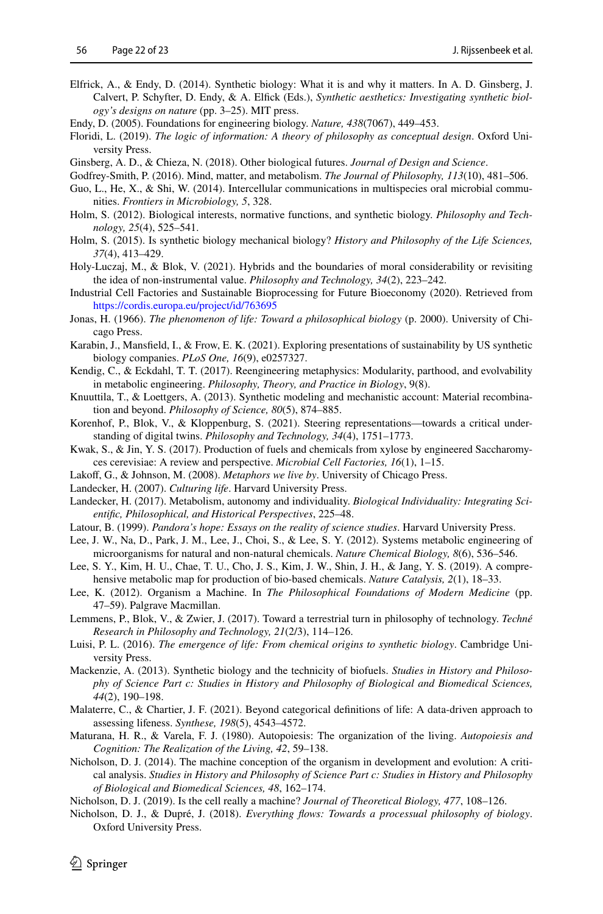Elfrick, A., & Endy, D. (2014). Synthetic biology: What it is and why it matters. In A. D. Ginsberg, J. Calvert, P. Schyfter, D. Endy, & A. Elfick (Eds.), *Synthetic aesthetics: Investigating synthetic biology's designs on nature* (pp. 3–25). MIT press.

Endy, D. (2005). Foundations for engineering biology. *Nature, 438*(7067), 449–453.

Floridi, L. (2019). *The logic of information: A theory of philosophy as conceptual design*. Oxford University Press.

Ginsberg, A. D., & Chieza, N. (2018). Other biological futures. *Journal of Design and Science*.

Godfrey-Smith, P. (2016). Mind, matter, and metabolism. *The Journal of Philosophy, 113*(10), 481–506.

Guo, L., He, X., & Shi, W. (2014). Intercellular communications in multispecies oral microbial communities. *Frontiers in Microbiology, 5*, 328.

Holm, S. (2012). Biological interests, normative functions, and synthetic biology. *Philosophy and Technology, 25*(4), 525–541.

Holm, S. (2015). Is synthetic biology mechanical biology? *History and Philosophy of the Life Sciences, 37*(4), 413–429.

Holy-Luczaj, M., & Blok, V. (2021). Hybrids and the boundaries of moral considerability or revisiting the idea of non-instrumental value. *Philosophy and Technology, 34*(2), 223–242.

Industrial Cell Factories and Sustainable Bioprocessing for Future Bioeconomy (2020). Retrieved from https://cordis.europa.eu/project/id/763695

Jonas, H. (1966). *The phenomenon of life: Toward a philosophical biology* (p. 2000). University of Chicago Press.

Karabin, J., Mansfield, I., & Frow, E. K. (2021). Exploring presentations of sustainability by US synthetic biology companies. *PLoS One, 16*(9), e0257327.

Kendig, C., & Eckdahl, T. T. (2017). Reengineering metaphysics: Modularity, parthood, and evolvability in metabolic engineering. *Philosophy, Theory, and Practice in Biology*, 9(8).

Knuuttila, T., & Loettgers, A. (2013). Synthetic modeling and mechanistic account: Material recombination and beyond. *Philosophy of Science, 80*(5), 874–885.

Korenhof, P., Blok, V., & Kloppenburg, S. (2021). Steering representations—towards a critical understanding of digital twins. *Philosophy and Technology, 34*(4), 1751–1773.

Kwak, S., & Jin, Y. S. (2017). Production of fuels and chemicals from xylose by engineered Saccharomyces cerevisiae: A review and perspective. *Microbial Cell Factories, 16*(1), 1–15.

Lakoff, G., & Johnson, M. (2008). *Metaphors we live by*. University of Chicago Press.

Landecker, H. (2007). *Culturing life*. Harvard University Press.

Landecker, H. (2017). Metabolism, autonomy and individuality. *Biological Individuality: Integrating Scientific, Philosophical, and Historical Perspectives*, 225–48.

Latour, B. (1999). *Pandora's hope: Essays on the reality of science studies*. Harvard University Press.

Lee, J. W., Na, D., Park, J. M., Lee, J., Choi, S., & Lee, S. Y. (2012). Systems metabolic engineering of microorganisms for natural and non-natural chemicals. *Nature Chemical Biology, 8*(6), 536–546.

Lee, S. Y., Kim, H. U., Chae, T. U., Cho, J. S., Kim, J. W., Shin, J. H., & Jang, Y. S. (2019). A comprehensive metabolic map for production of bio-based chemicals. *Nature Catalysis, 2*(1), 18–33.

Lee, K. (2012). Organism a Machine. In *The Philosophical Foundations of Modern Medicine* (pp. 47–59). Palgrave Macmillan.

Lemmens, P., Blok, V., & Zwier, J. (2017). Toward a terrestrial turn in philosophy of technology. *Techné Research in Philosophy and Technology, 21*(2/3), 114–126.

Luisi, P. L. (2016). *The emergence of life: From chemical origins to synthetic biology*. Cambridge University Press.

Mackenzie, A. (2013). Synthetic biology and the technicity of biofuels. *Studies in History and Philosophy of Science Part c: Studies in History and Philosophy of Biological and Biomedical Sciences, 44*(2), 190–198.

Malaterre, C., & Chartier, J. F. (2021). Beyond categorical definitions of life: A data-driven approach to assessing lifeness. *Synthese, 198*(5), 4543–4572.

Maturana, H. R., & Varela, F. J. (1980). Autopoiesis: The organization of the living. *Autopoiesis and Cognition: The Realization of the Living, 42*, 59–138.

Nicholson, D. J. (2014). The machine conception of the organism in development and evolution: A critical analysis. *Studies in History and Philosophy of Science Part c: Studies in History and Philosophy of Biological and Biomedical Sciences, 48*, 162–174.

Nicholson, D. J. (2019). Is the cell really a machine? *Journal of Theoretical Biology, 477*, 108–126.

Nicholson, D. J., & Dupré, J. (2018). *Everything flows: Towards a processual philosophy of biology*. Oxford University Press.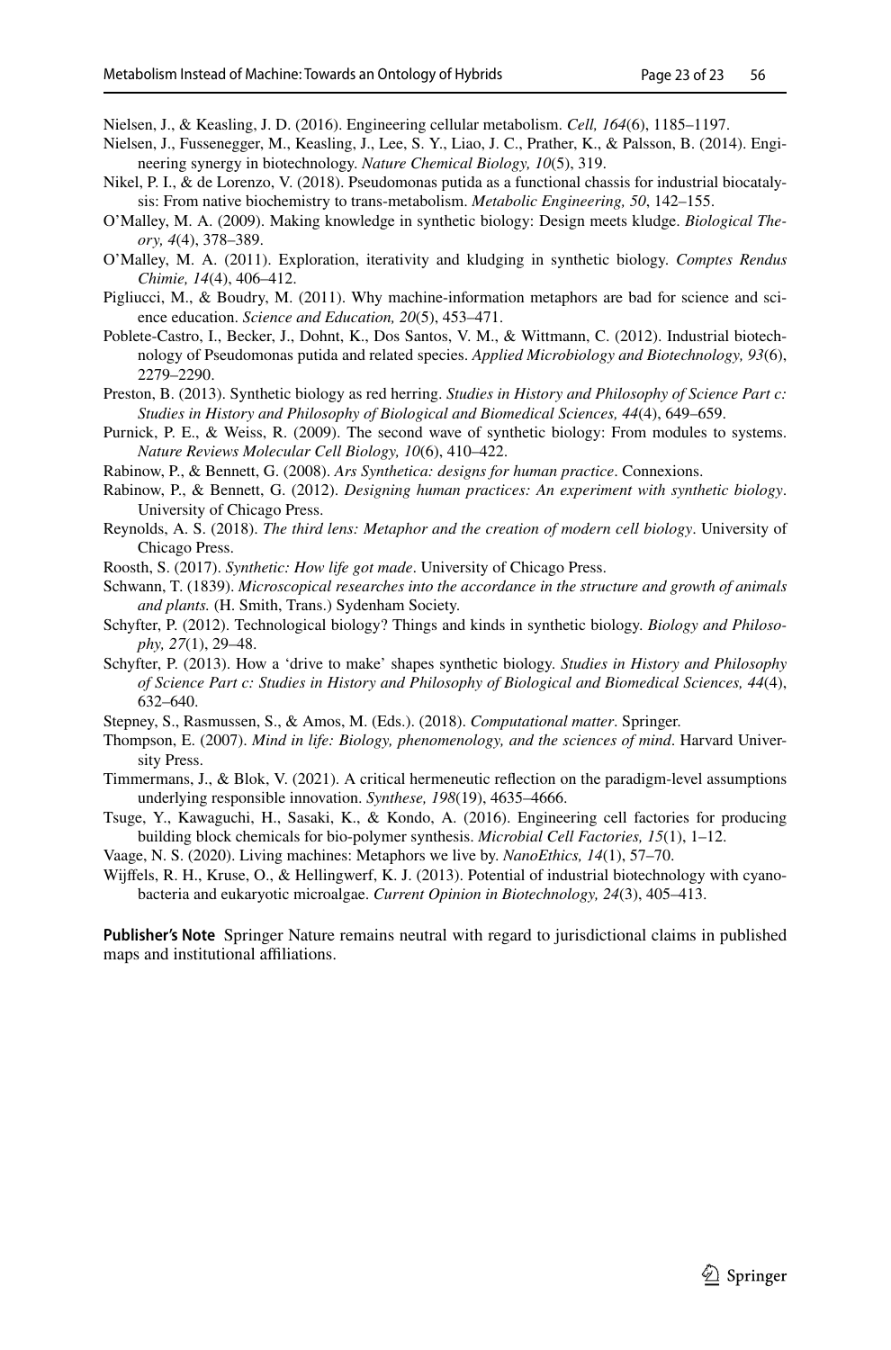Nielsen, J., & Keasling, J. D. (2016). Engineering cellular metabolism. *Cell, 164*(6), 1185–1197.

Nielsen, J., Fussenegger, M., Keasling, J., Lee, S. Y., Liao, J. C., Prather, K., & Palsson, B. (2014). Engineering synergy in biotechnology. *Nature Chemical Biology, 10*(5), 319.

Nikel, P. I., & de Lorenzo, V. (2018). Pseudomonas putida as a functional chassis for industrial biocatalysis: From native biochemistry to trans-metabolism. *Metabolic Engineering, 50*, 142–155.

O'Malley, M. A. (2009). Making knowledge in synthetic biology: Design meets kludge. *Biological Theory, 4*(4), 378–389.

O'Malley, M. A. (2011). Exploration, iterativity and kludging in synthetic biology. *Comptes Rendus Chimie, 14*(4), 406–412.

Pigliucci, M., & Boudry, M. (2011). Why machine-information metaphors are bad for science and science education. *Science and Education, 20*(5), 453–471.

Poblete-Castro, I., Becker, J., Dohnt, K., Dos Santos, V. M., & Wittmann, C. (2012). Industrial biotechnology of Pseudomonas putida and related species. *Applied Microbiology and Biotechnology, 93*(6), 2279–2290.

Preston, B. (2013). Synthetic biology as red herring. *Studies in History and Philosophy of Science Part c: Studies in History and Philosophy of Biological and Biomedical Sciences, 44*(4), 649–659.

Purnick, P. E., & Weiss, R. (2009). The second wave of synthetic biology: From modules to systems. *Nature Reviews Molecular Cell Biology, 10*(6), 410–422.

Rabinow, P., & Bennett, G. (2008). *Ars Synthetica: designs for human practice*. Connexions.

Rabinow, P., & Bennett, G. (2012). *Designing human practices: An experiment with synthetic biology*. University of Chicago Press.

Reynolds, A. S. (2018). *The third lens: Metaphor and the creation of modern cell biology*. University of Chicago Press.

Roosth, S. (2017). *Synthetic: How life got made*. University of Chicago Press.

Schwann, T. (1839). *Microscopical researches into the accordance in the structure and growth of animals and plants.* (H. Smith, Trans.) Sydenham Society.

Schyfter, P. (2012). Technological biology? Things and kinds in synthetic biology. *Biology and Philosophy, 27*(1), 29–48.

Schyfter, P. (2013). How a 'drive to make' shapes synthetic biology. *Studies in History and Philosophy of Science Part c: Studies in History and Philosophy of Biological and Biomedical Sciences, 44*(4), 632–640.

Stepney, S., Rasmussen, S., & Amos, M. (Eds.). (2018). *Computational matter*. Springer.

Thompson, E. (2007). *Mind in life: Biology, phenomenology, and the sciences of mind*. Harvard University Press.

Timmermans, J., & Blok, V. (2021). A critical hermeneutic reflection on the paradigm-level assumptions underlying responsible innovation. *Synthese, 198*(19), 4635–4666.

Tsuge, Y., Kawaguchi, H., Sasaki, K., & Kondo, A. (2016). Engineering cell factories for producing building block chemicals for bio-polymer synthesis. *Microbial Cell Factories, 15*(1), 1–12.

Vaage, N. S. (2020). Living machines: Metaphors we live by. *NanoEthics, 14*(1), 57–70.

Wijffels, R. H., Kruse, O., & Hellingwerf, K. J. (2013). Potential of industrial biotechnology with cyanobacteria and eukaryotic microalgae. *Current Opinion in Biotechnology, 24*(3), 405–413.

**Publisher's Note** Springer Nature remains neutral with regard to jurisdictional claims in published maps and institutional affiliations.